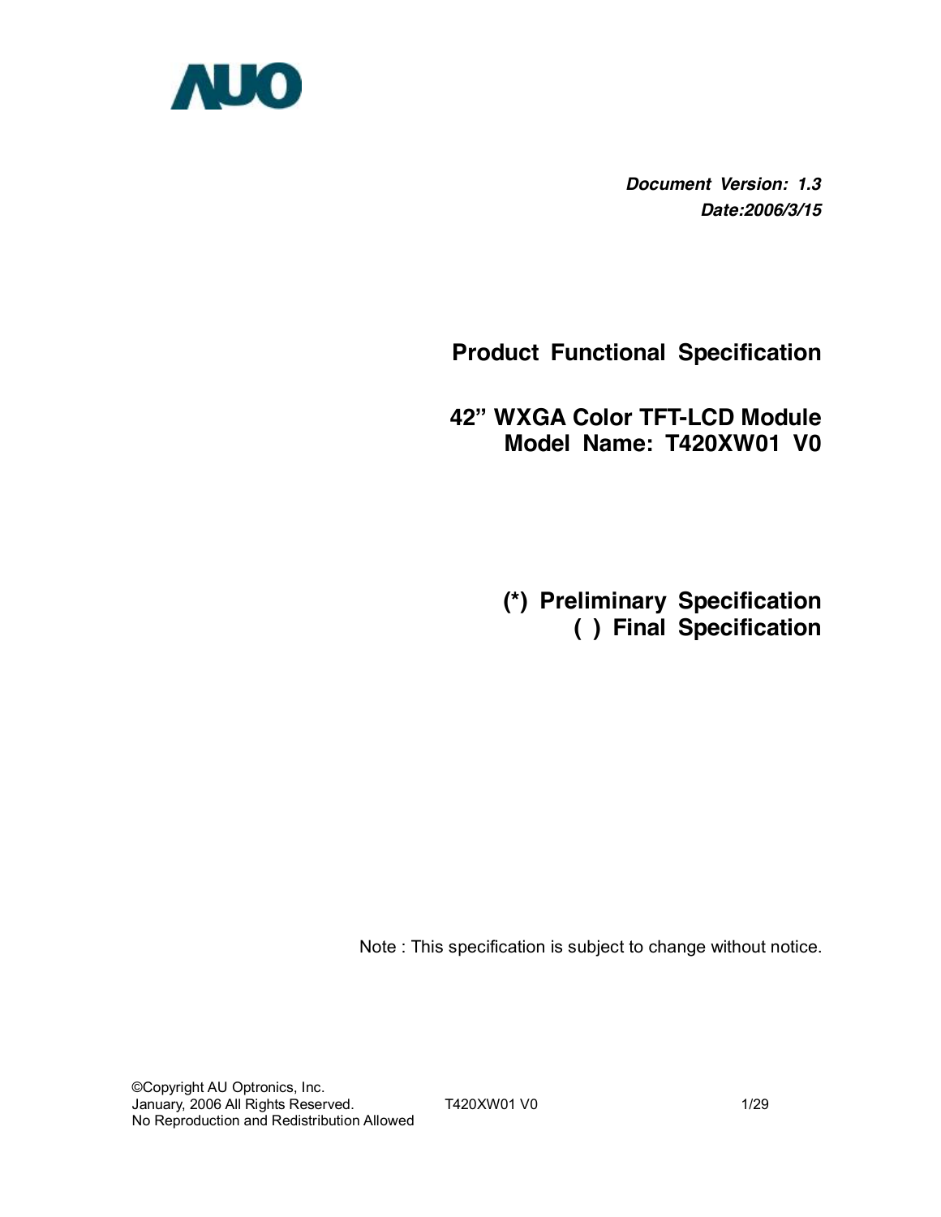AUO

***Document Version: 1.3***
***Date:2006/3/15***

# Product Functional Specification

## 42" WXGA Color TFT-LCD Module
## Model Name: T420XW01 V0

**(*) Preliminary Specification**
**( ) Final Specification**

Note : This specification is subject to change without notice.

©Copyright AU Optronics, Inc.
January, 2006 All Rights Reserved.
No Reproduction and Redistribution Allowed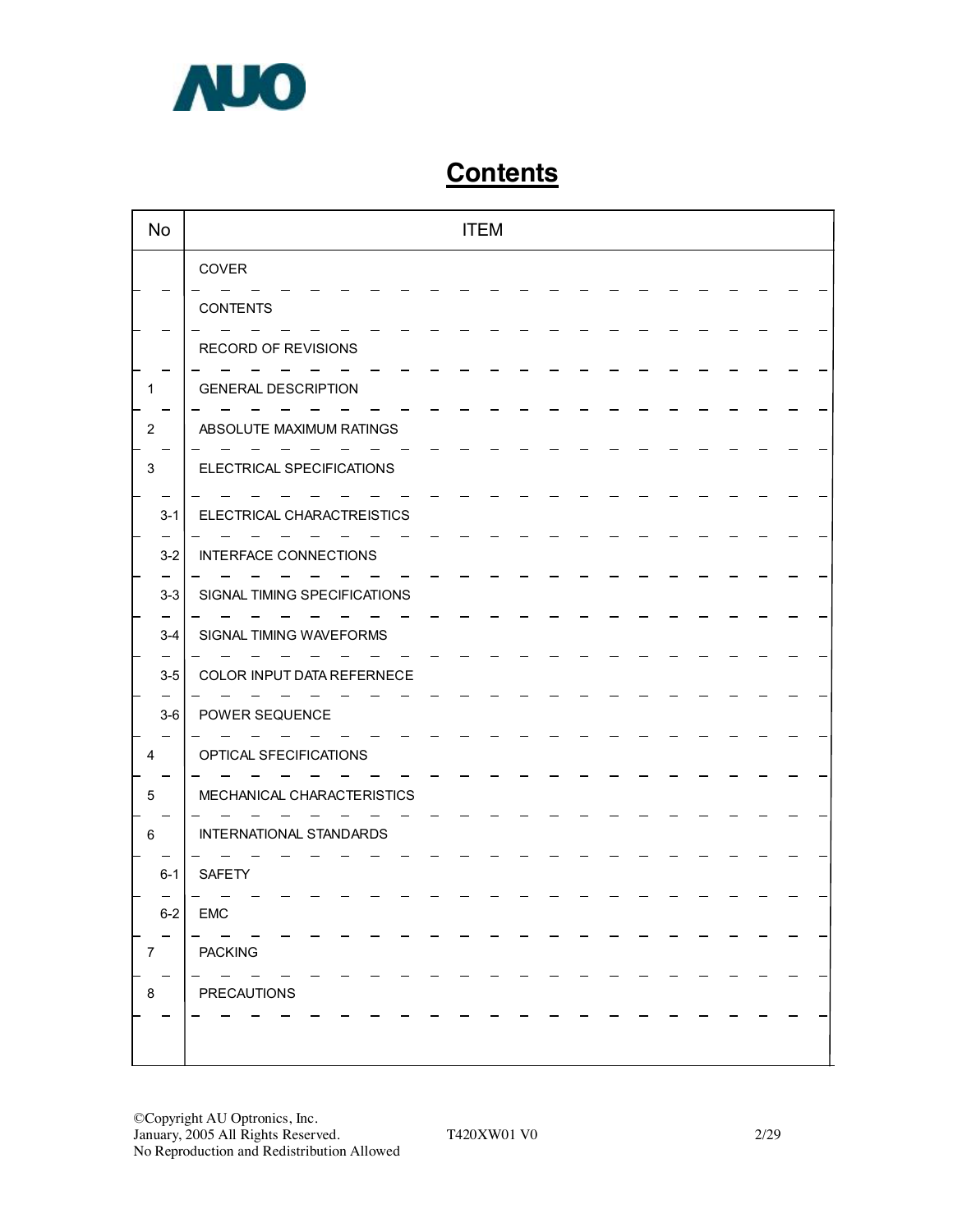# Contents

| No | ITEM |
|---|---|
| | COVER |
| | CONTENTS |
| | RECORD OF REVISIONS |
| 1 | GENERAL DESCRIPTION |
| 2 | ABSOLUTE MAXIMUM RATINGS |
| 3 | ELECTRICAL SPECIFICATIONS |
| 3-1 | ELECTRICAL CHARACTREISTICS |
| 3-2 | INTERFACE CONNECTIONS |
| 3-3 | SIGNAL TIMING SPECIFICATIONS |
| 3-4 | SIGNAL TIMING WAVEFORMS |
| 3-5 | COLOR INPUT DATA REFERNECE |
| 3-6 | POWER SEQUENCE |
| 4 | OPTICAL SFECIFICATIONS |
| 5 | MECHANICAL CHARACTERISTICS |
| 6 | INTERNATIONAL STANDARDS |
| 6-1 | SAFETY |
| 6-2 | EMC |
| 7 | PACKING |
| 8 | PRECAUTIONS |

©Copyright AU Optronics, Inc.
January, 2005 All Rights Reserved.
No Reproduction and Redistribution Allowed

T420XW01 V0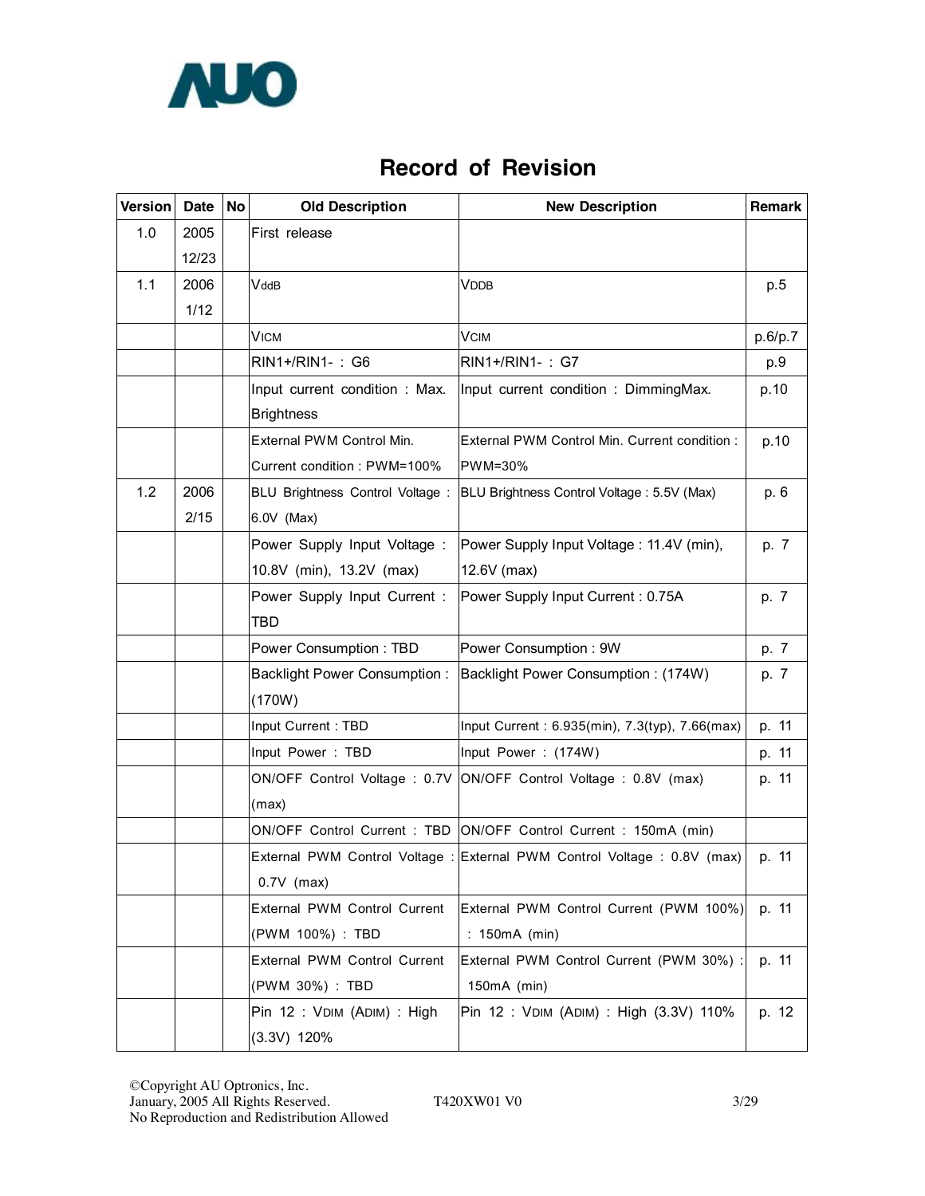# Record of Revision

| Version | Date | No | Old Description | New Description | Remark |
|---|---|---|---|---|---|
| 1.0 | 2005 12/23 | | First release | | |
| 1.1 | 2006 1/12 | | VddB | VDDB | p.5 |
| | | | VICM | VCIM | p.6/p.7 |
| | | | RIN1+/RIN1- : G6 | RIN1+/RIN1- : G7 | p.9 |
| | | | Input current condition : Max. Brightness | Input current condition : DimmingMax. | p.10 |
| | | | External PWM Control Min. Current condition : PWM=100% | External PWM Control Min. Current condition : PWM=30% | p.10 |
| 1.2 | 2006 2/15 | | BLU Brightness Control Voltage : 6.0V (Max) | BLU Brightness Control Voltage : 5.5V (Max) | p. 6 |
| | | | Power Supply Input Voltage : 10.8V (min), 13.2V (max) | Power Supply Input Voltage : 11.4V (min), 12.6V (max) | p. 7 |
| | | | Power Supply Input Current : TBD | Power Supply Input Current : 0.75A | p. 7 |
| | | | Power Consumption : TBD | Power Consumption : 9W | p. 7 |
| | | | Backlight Power Consumption : (170W) | Backlight Power Consumption : (174W) | p. 7 |
| | | | Input Current : TBD | Input Current : 6.935(min), 7.3(typ), 7.66(max) | p. 11 |
| | | | Input Power : TBD | Input Power : (174W) | p. 11 |
| | | | ON/OFF Control Voltage : 0.7V (max) | ON/OFF Control Voltage : 0.8V (max) | p. 11 |
| | | | ON/OFF Control Current : TBD | ON/OFF Control Current : 150mA (min) | |
| | | | External PWM Control Voltage : 0.7V (max) | External PWM Control Voltage : 0.8V (max) | p. 11 |
| | | | External PWM Control Current (PWM 100%) : TBD | External PWM Control Current (PWM 100%) : 150mA (min) | p. 11 |
| | | | External PWM Control Current (PWM 30%) : TBD | External PWM Control Current (PWM 30%) : 150mA (min) | p. 11 |
| | | | Pin 12 : VDIM (ADIM) : High (3.3V) 120% | Pin 12 : VDIM (ADIM) : High (3.3V) 110% | p. 12 |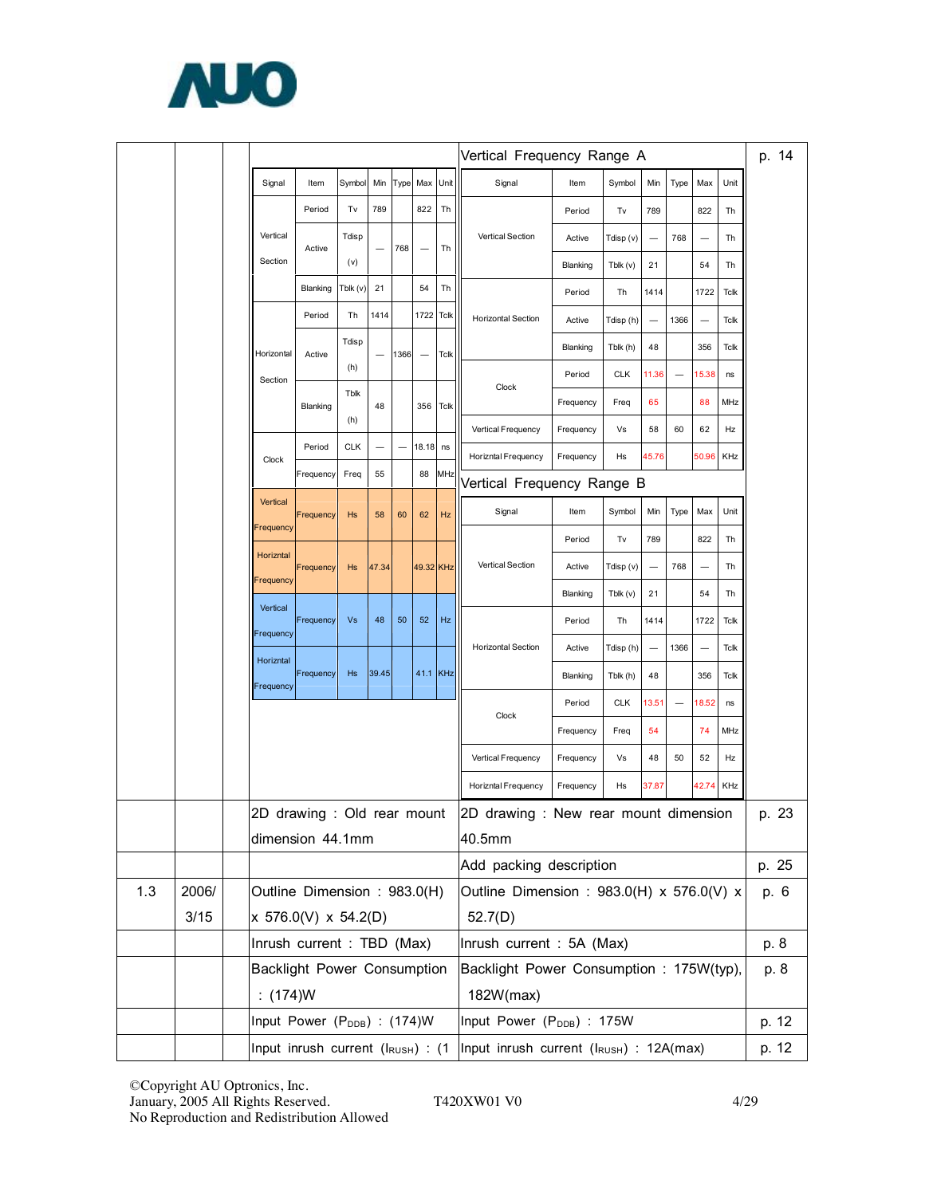| Version | Date | Page | Old Description | New Description | Remark |
|---|---|---|---|---|---|
| | | | (see old timing table below) | Vertical Frequency Range A (see table below); Vertical Frequency Range B (see table below) | p. 14 |
| | | | 2D drawing : Old rear mount dimension 44.1mm | 2D drawing : New rear mount dimension 40.5mm | p. 23 |
| | | | | Add packing description | p. 25 |
| 1.3 | 2006/3/15 | | Outline Dimension : 983.0(H) x 576.0(V) x 54.2(D) | Outline Dimension : 983.0(H) x 576.0(V) x 52.7(D) | p. 6 |
| | | | Inrush current : TBD (Max) | Inrush current : 5A (Max) | p. 8 |
| | | | Backlight Power Consumption : (174)W | Backlight Power Consumption : 175W(typ), 182W(max) | p. 8 |
| | | | Input Power ($P_{DDB}$) : (174)W | Input Power ($P_{DDB}$) : 175W | p. 12 |
| | | | Input inrush current ($I_{RUSH}$) : (1 | Input inrush current ($I_{RUSH}$) : 12A(max) | p. 12 |

**Old description (p. 14):**

| Signal | Item | Symbol | Min | Type | Max | Unit |
|---|---|---|---|---|---|---|
| Vertical Section | Period | Tv | 789 | | 822 | Th |
| | Active | Tdisp (v) | — | 768 | — | Th |
| | Blanking | Tblk (v) | 21 | | 54 | Th |
| Horizontal Section | Period | Th | 1414 | | 1722 | Tclk |
| | Active | Tdisp (h) | — | 1366 | — | Tclk |
| | Blanking | Tblk (h) | 48 | | 356 | Tclk |
| Clock | Period | CLK | — | — | 18.18 | ns |
| | Frequency | Freq | 55 | | 88 | MHz |
| Vertical Frequency | Frequency | Hs | 58 | 60 | 62 | Hz |
| Horizntal Frequency | Frequency | Hs | 47.34 | | 49.32 | KHz |
| Vertical Frequency | Frequency | Vs | 48 | 50 | 52 | Hz |
| Horizntal Frequency | Frequency | Hs | 39.45 | | 41.1 | KHz |

**Vertical Frequency Range A**

| Signal | Item | Symbol | Min | Type | Max | Unit |
|---|---|---|---|---|---|---|
| Vertical Section | Period | Tv | 789 | | 822 | Th |
| | Active | Tdisp (v) | — | 768 | — | Th |
| | Blanking | Tblk (v) | 21 | | 54 | Th |
| Horizontal Section | Period | Th | 1414 | | 1722 | Tclk |
| | Active | Tdisp (h) | — | 1366 | — | Tclk |
| | Blanking | Tblk (h) | 48 | | 356 | Tclk |
| Clock | Period | CLK | 11.36 | — | 15.38 | ns |
| | Frequency | Freq | 65 | | 88 | MHz |
| Vertical Frequency | Frequency | Vs | 58 | 60 | 62 | Hz |
| Horizntal Frequency | Frequency | Hs | 45.76 | | 50.96 | KHz |

**Vertical Frequency Range B**

| Signal | Item | Symbol | Min | Type | Max | Unit |
|---|---|---|---|---|---|---|
| Vertical Section | Period | Tv | 789 | | 822 | Th |
| | Active | Tdisp (v) | — | 768 | — | Th |
| | Blanking | Tblk (v) | 21 | | 54 | Th |
| Horizontal Section | Period | Th | 1414 | | 1722 | Tclk |
| | Active | Tdisp (h) | — | 1366 | — | Tclk |
| | Blanking | Tblk (h) | 48 | | 356 | Tclk |
| Clock | Period | CLK | 13.51 | — | 18.52 | ns |
| | Frequency | Freq | 54 | | 74 | MHz |
| Vertical Frequency | Frequency | Vs | 48 | 50 | 52 | Hz |
| Horizntal Frequency | Frequency | Hs | 37.87 | | 42.74 | KHz |

©Copyright AU Optronics, Inc.
January, 2005 All Rights Reserved.
No Reproduction and Redistribution Allowed

T420XW01 V0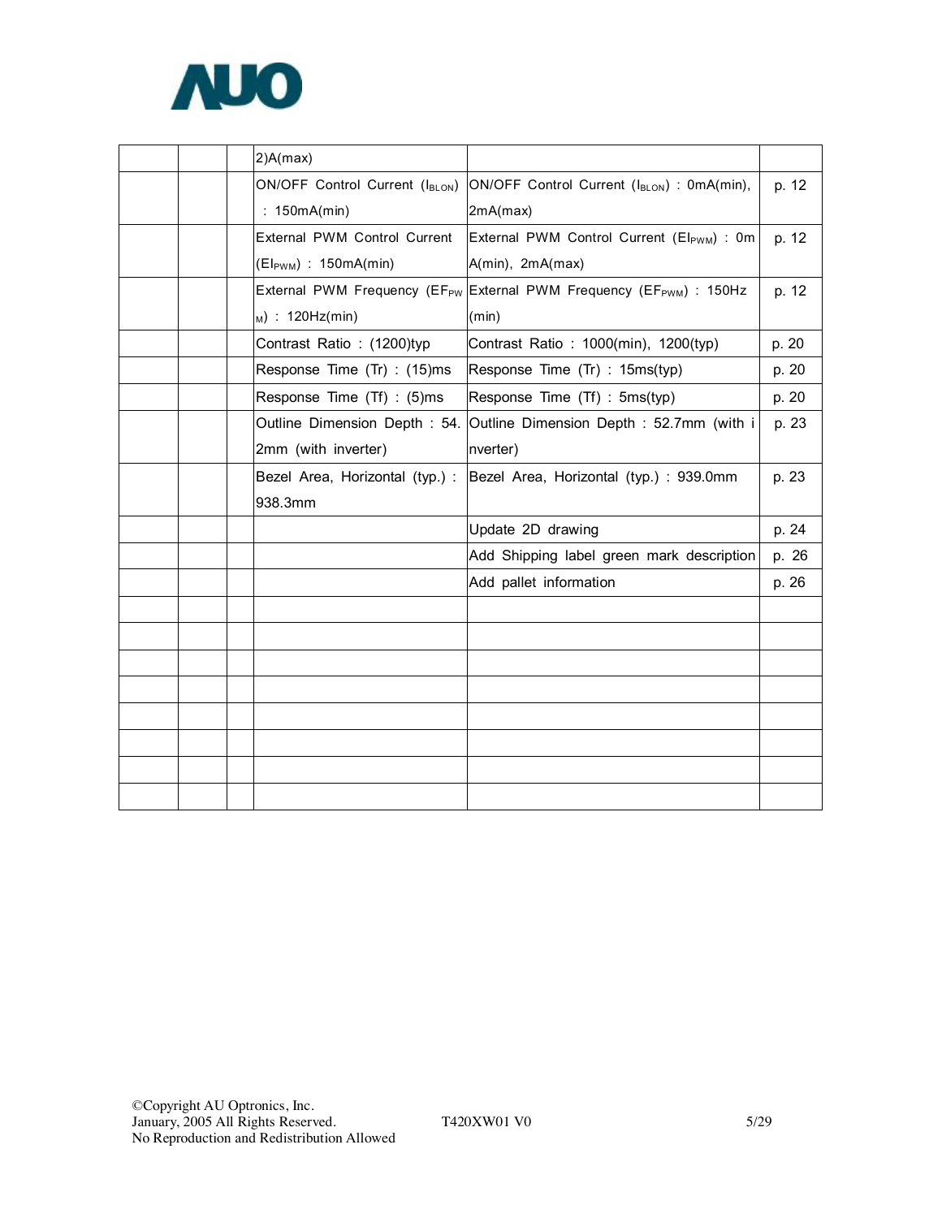| | | | | | |
|---|---|---|---|---|---|
| | | | 2)A(max) | | |
| | | | ON/OFF Control Current ($I_{BLON}$) : 150mA(min) | ON/OFF Control Current ($I_{BLON}$) : 0mA(min), 2mA(max) | p. 12 |
| | | | External PWM Control Current ($EI_{PWM}$) : 150mA(min) | External PWM Control Current ($EI_{PWM}$) : 0mA(min), 2mA(max) | p. 12 |
| | | | External PWM Frequency ($EF_{PWM}$) : 120Hz(min) | External PWM Frequency ($EF_{PWM}$) : 150Hz (min) | p. 12 |
| | | | Contrast Ratio : (1200)typ | Contrast Ratio : 1000(min), 1200(typ) | p. 20 |
| | | | Response Time (Tr) : (15)ms | Response Time (Tr) : 15ms(typ) | p. 20 |
| | | | Response Time (Tf) : (5)ms | Response Time (Tf) : 5ms(typ) | p. 20 |
| | | | Outline Dimension Depth : 54.2mm (with inverter) | Outline Dimension Depth : 52.7mm (with inverter) | p. 23 |
| | | | Bezel Area, Horizontal (typ.) : 938.3mm | Bezel Area, Horizontal (typ.) : 939.0mm | p. 23 |
| | | | | Update 2D drawing | p. 24 |
| | | | | Add Shipping label green mark description | p. 26 |
| | | | | Add pallet information | p. 26 |
| | | | | | |
| | | | | | |
| | | | | | |
| | | | | | |
| | | | | | |
| | | | | | |
| | | | | | |
| | | | | | |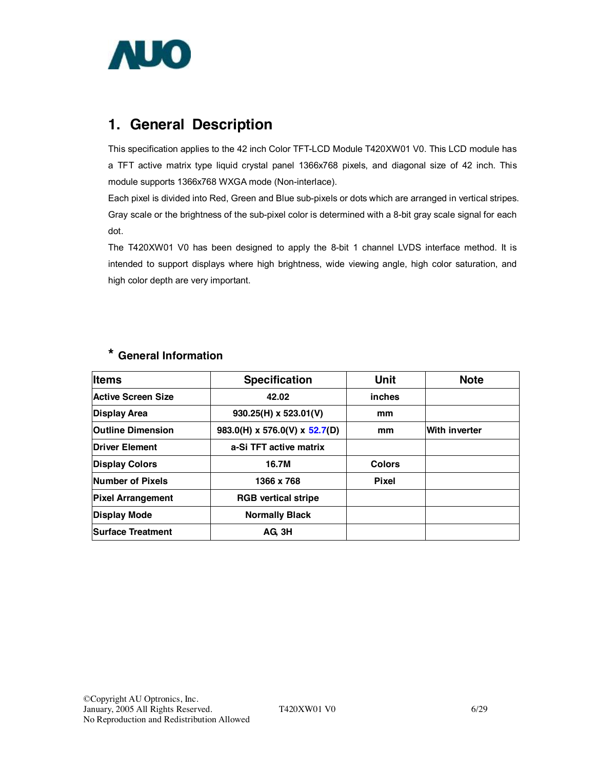# 1. General Description

This specification applies to the 42 inch Color TFT-LCD Module T420XW01 V0. This LCD module has a TFT active matrix type liquid crystal panel 1366x768 pixels, and diagonal size of 42 inch. This module supports 1366x768 WXGA mode (Non-interlace).

Each pixel is divided into Red, Green and Blue sub-pixels or dots which are arranged in vertical stripes. Gray scale or the brightness of the sub-pixel color is determined with a 8-bit gray scale signal for each dot.

The T420XW01 V0 has been designed to apply the 8-bit 1 channel LVDS interface method. It is intended to support displays where high brightness, wide viewing angle, high color saturation, and high color depth are very important.

## * General Information

| Items | Specification | Unit | Note |
|---|---|---|---|
| Active Screen Size | 42.02 | inches | |
| Display Area | 930.25(H) x 523.01(V) | mm | |
| Outline Dimension | 983.0(H) x 576.0(V) x 52.7(D) | mm | With inverter |
| Driver Element | a-Si TFT active matrix | | |
| Display Colors | 16.7M | Colors | |
| Number of Pixels | 1366 x 768 | Pixel | |
| Pixel Arrangement | RGB vertical stripe | | |
| Display Mode | Normally Black | | |
| Surface Treatment | AG, 3H | | |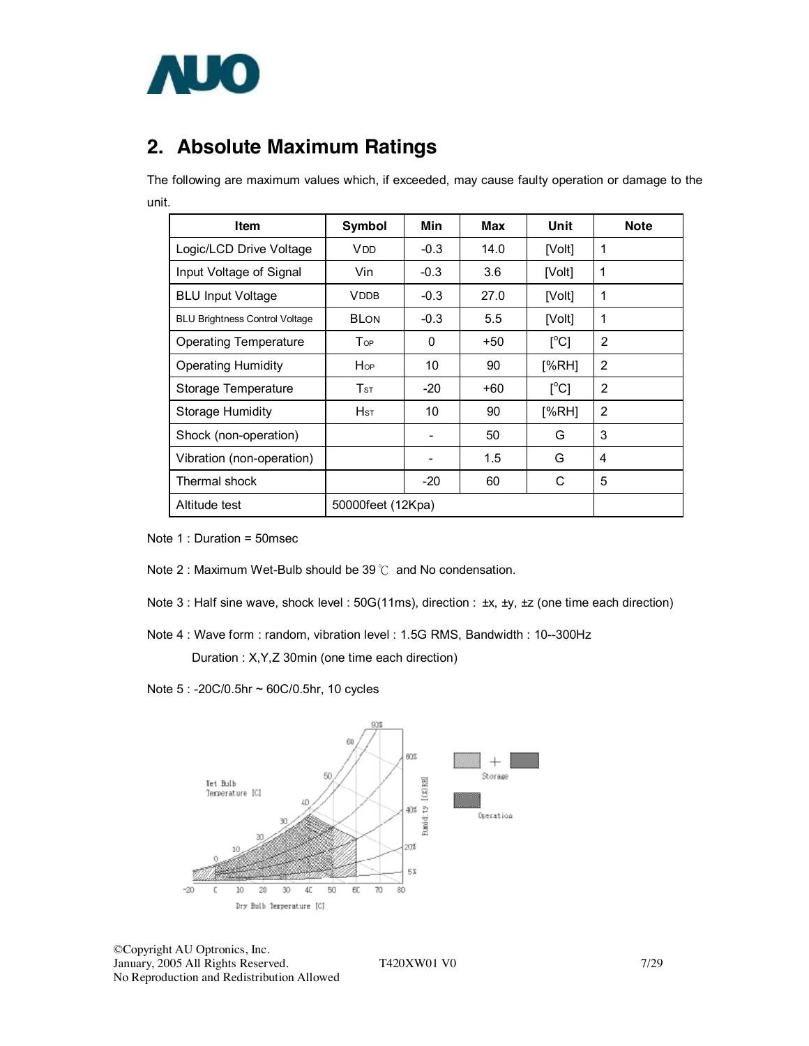## 2. Absolute Maximum Ratings

The following are maximum values which, if exceeded, may cause faulty operation or damage to the unit.

| Item | Symbol | Min | Max | Unit | Note |
|---|---|---|---|---|---|
| Logic/LCD Drive Voltage | $V_{DD}$ | -0.3 | 14.0 | [Volt] | 1 |
| Input Voltage of Signal | Vin | -0.3 | 3.6 | [Volt] | 1 |
| BLU Input Voltage | VDDB | -0.3 | 27.0 | [Volt] | 1 |
| BLU Brightness Control Voltage | BLON | -0.3 | 5.5 | [Volt] | 1 |
| Operating Temperature | $T_{OP}$ | 0 | +50 | [°C] | 2 |
| Operating Humidity | $H_{OP}$ | 10 | 90 | [%RH] | 2 |
| Storage Temperature | $T_{ST}$ | -20 | +60 | [°C] | 2 |
| Storage Humidity | $H_{ST}$ | 10 | 90 | [%RH] | 2 |
| Shock (non-operation) | | - | 50 | G | 3 |
| Vibration (non-operation) | | - | 1.5 | G | 4 |
| Thermal shock | | -20 | 60 | C | 5 |
| Altitude test | 50000feet (12Kpa) | | | | |

Note 1 : Duration = 50msec

Note 2 : Maximum Wet-Bulb should be 39℃ and No condensation.

Note 3 : Half sine wave, shock level : 50G(11ms), direction : ±x, ±y, ±z (one time each direction)

Note 4 : Wave form : random, vibration level : 1.5G RMS, Bandwidth : 10--300Hz

Duration : X,Y,Z 30min (one time each direction)

Note 5 : -20C/0.5hr ~ 60C/0.5hr, 10 cycles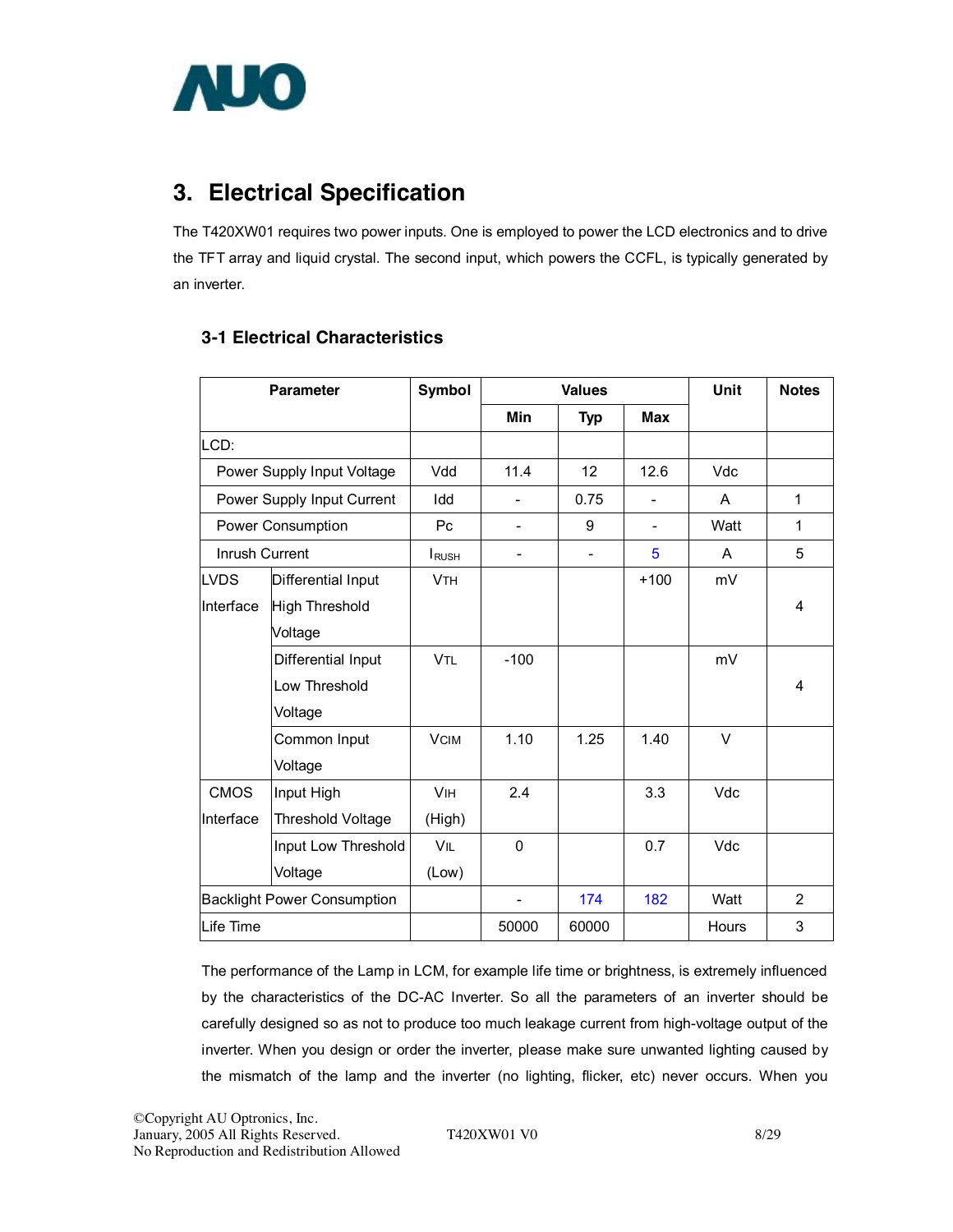## 3. Electrical Specification

The T420XW01 requires two power inputs. One is employed to power the LCD electronics and to drive the TFT array and liquid crystal. The second input, which powers the CCFL, is typically generated by an inverter.

### 3-1 Electrical Characteristics

| Parameter | | Symbol | Values | | | Unit | Notes |
|---|---|---|---|---|---|---|---|
| | | | Min | Typ | Max | | |
| LCD: | | | | | | | |
| Power Supply Input Voltage | | Vdd | 11.4 | 12 | 12.6 | Vdc | |
| Power Supply Input Current | | Idd | - | 0.75 | - | A | 1 |
| Power Consumption | | Pc | - | 9 | - | Watt | 1 |
| Inrush Current | | $I_{RUSH}$ | - | - | 5 | A | 5 |
| LVDS Interface | Differential Input High Threshold Voltage | $V_{TH}$ | | | +100 | mV | 4 |
| | Differential Input Low Threshold Voltage | $V_{TL}$ | -100 | | | mV | 4 |
| | Common Input Voltage | $V_{CIM}$ | 1.10 | 1.25 | 1.40 | V | |
| CMOS Interface | Input High Threshold Voltage | $V_{IH}$ (High) | 2.4 | | 3.3 | Vdc | |
| | Input Low Threshold Voltage | $V_{IL}$ (Low) | 0 | | 0.7 | Vdc | |
| Backlight Power Consumption | | | - | 174 | 182 | Watt | 2 |
| Life Time | | | 50000 | 60000 | | Hours | 3 |

The performance of the Lamp in LCM, for example life time or brightness, is extremely influenced by the characteristics of the DC-AC Inverter. So all the parameters of an inverter should be carefully designed so as not to produce too much leakage current from high-voltage output of the inverter. When you design or order the inverter, please make sure unwanted lighting caused by the mismatch of the lamp and the inverter (no lighting, flicker, etc) never occurs. When you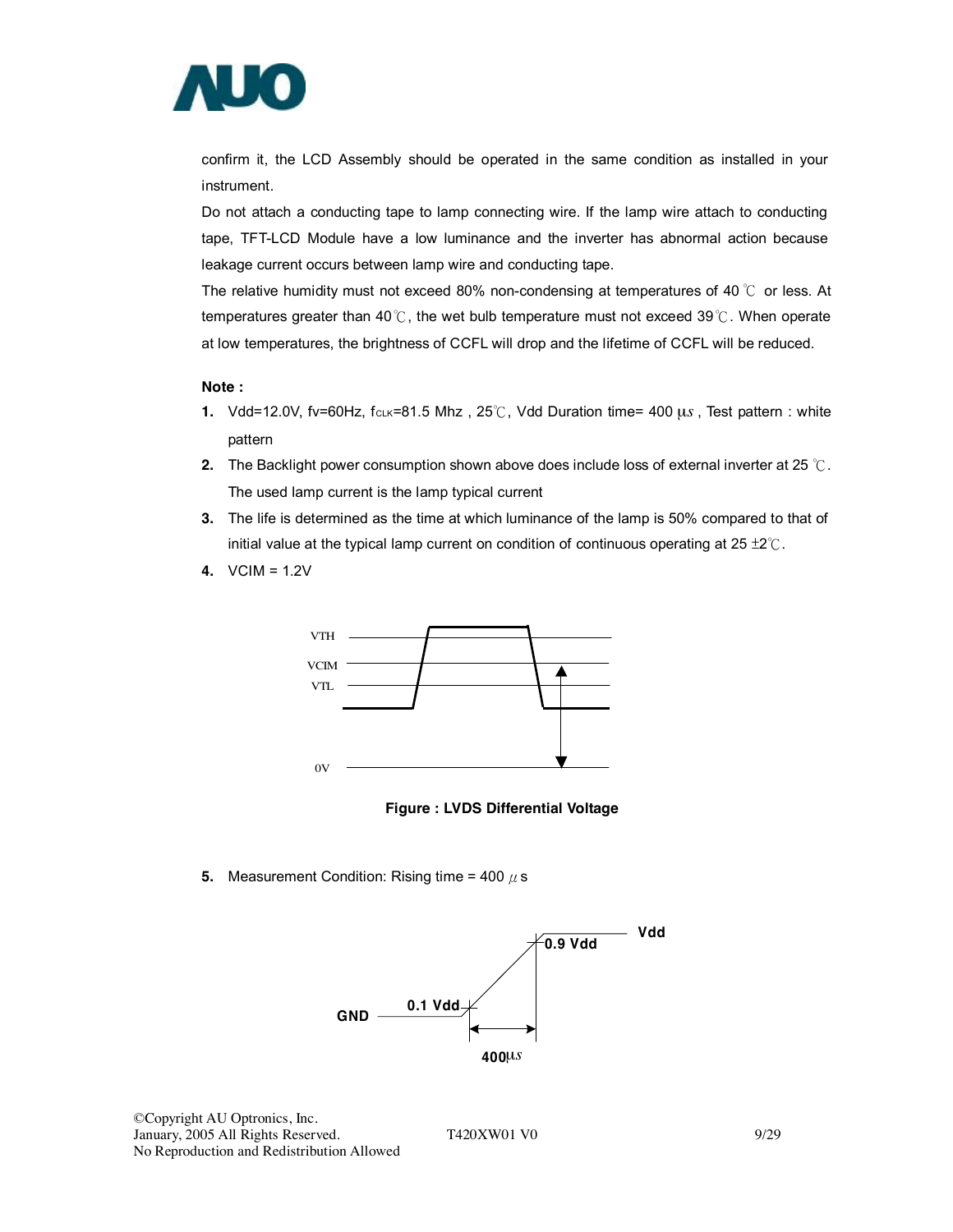confirm it, the LCD Assembly should be operated in the same condition as installed in your instrument.

Do not attach a conducting tape to lamp connecting wire. If the lamp wire attach to conducting tape, TFT-LCD Module have a low luminance and the inverter has abnormal action because leakage current occurs between lamp wire and conducting tape.

The relative humidity must not exceed 80% non-condensing at temperatures of 40 ℃ or less. At temperatures greater than 40℃, the wet bulb temperature must not exceed 39℃. When operate at low temperatures, the brightness of CCFL will drop and the lifetime of CCFL will be reduced.

**Note :**

1. Vdd=12.0V, fv=60Hz, $f_{CLK}$=81.5 Mhz , 25℃, Vdd Duration time= 400 μs , Test pattern : white pattern
2. The Backlight power consumption shown above does include loss of external inverter at 25 ℃. The used lamp current is the lamp typical current
3. The life is determined as the time at which luminance of the lamp is 50% compared to that of initial value at the typical lamp current on condition of continuous operating at 25 ±2℃.
4. VCIM = 1.2V

VTH
VCIM
VTL
0V

**Figure : LVDS Differential Voltage**

5. Measurement Condition: Rising time = 400 μs

Vdd
0.9 Vdd
GND
0.1 Vdd
400μs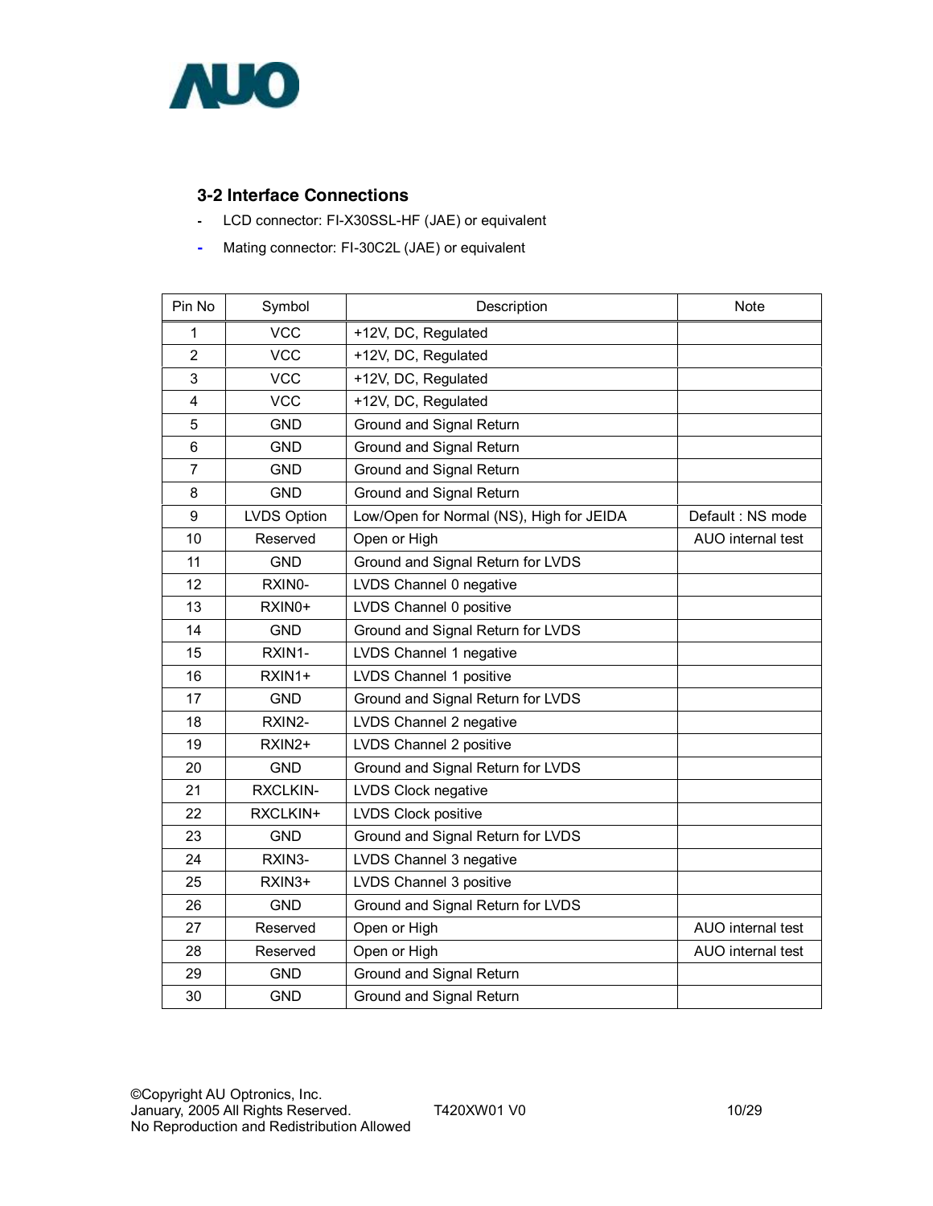### 3-2 Interface Connections

- LCD connector: FI-X30SSL-HF (JAE) or equivalent
- Mating connector: FI-30C2L (JAE) or equivalent

| Pin No | Symbol | Description | Note |
|---|---|---|---|
| 1 | VCC | +12V, DC, Regulated | |
| 2 | VCC | +12V, DC, Regulated | |
| 3 | VCC | +12V, DC, Regulated | |
| 4 | VCC | +12V, DC, Regulated | |
| 5 | GND | Ground and Signal Return | |
| 6 | GND | Ground and Signal Return | |
| 7 | GND | Ground and Signal Return | |
| 8 | GND | Ground and Signal Return | |
| 9 | LVDS Option | Low/Open for Normal (NS), High for JEIDA | Default : NS mode |
| 10 | Reserved | Open or High | AUO internal test |
| 11 | GND | Ground and Signal Return for LVDS | |
| 12 | RXIN0- | LVDS Channel 0 negative | |
| 13 | RXIN0+ | LVDS Channel 0 positive | |
| 14 | GND | Ground and Signal Return for LVDS | |
| 15 | RXIN1- | LVDS Channel 1 negative | |
| 16 | RXIN1+ | LVDS Channel 1 positive | |
| 17 | GND | Ground and Signal Return for LVDS | |
| 18 | RXIN2- | LVDS Channel 2 negative | |
| 19 | RXIN2+ | LVDS Channel 2 positive | |
| 20 | GND | Ground and Signal Return for LVDS | |
| 21 | RXCLKIN- | LVDS Clock negative | |
| 22 | RXCLKIN+ | LVDS Clock positive | |
| 23 | GND | Ground and Signal Return for LVDS | |
| 24 | RXIN3- | LVDS Channel 3 negative | |
| 25 | RXIN3+ | LVDS Channel 3 positive | |
| 26 | GND | Ground and Signal Return for LVDS | |
| 27 | Reserved | Open or High | AUO internal test |
| 28 | Reserved | Open or High | AUO internal test |
| 29 | GND | Ground and Signal Return | |
| 30 | GND | Ground and Signal Return | |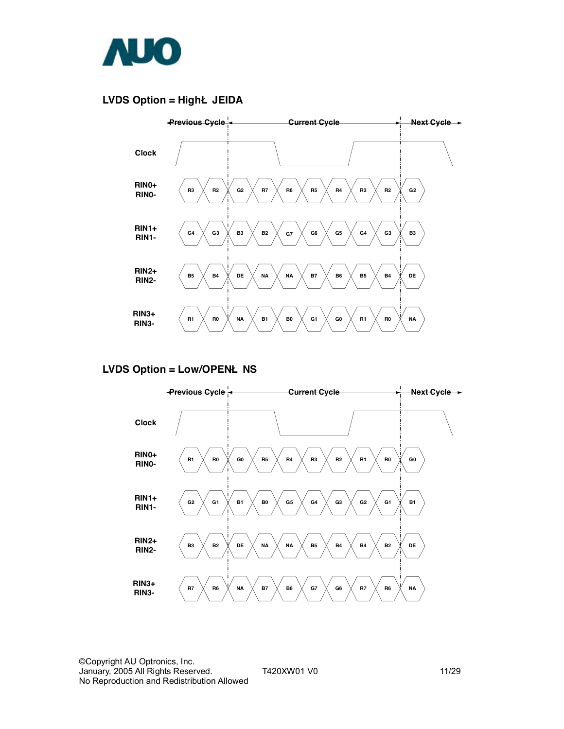### LVDS Option = HighŁ JEIDA

| | Previous Cycle | | Current Cycle | | | | | | | Next Cycle |
|---|---|---|---|---|---|---|---|---|---|---|
| RIN0+ RIN0- | R3 | R2 | G2 | R7 | R6 | R5 | R4 | R3 | R2 | G2 |
| RIN1+ RIN1- | G4 | G3 | B3 | B2 | G7 | G6 | G5 | G4 | G3 | B3 |
| RIN2+ RIN2- | B5 | B4 | DE | NA | NA | B7 | B6 | B5 | B4 | DE |
| RIN3+ RIN3- | R1 | R0 | NA | B1 | B0 | G1 | G0 | R1 | R0 | NA |

### LVDS Option = Low/OPENŁ NS

| | Previous Cycle | | Current Cycle | | | | | | | Next Cycle |
|---|---|---|---|---|---|---|---|---|---|---|
| RIN0+ RIN0- | R1 | R0 | G0 | R5 | R4 | R3 | R2 | R1 | R0 | G0 |
| RIN1+ RIN1- | G2 | G1 | B1 | B0 | G5 | G4 | G3 | G2 | G1 | B1 |
| RIN2+ RIN2- | B3 | B2 | DE | NA | NA | B5 | B4 | B4 | B2 | DE |
| RIN3+ RIN3- | R7 | R6 | NA | B7 | B6 | G7 | G6 | R7 | R6 | NA |

©Copyright AU Optronics, Inc.
January, 2005 All Rights Reserved.
No Reproduction and Redistribution Allowed

T420XW01 V0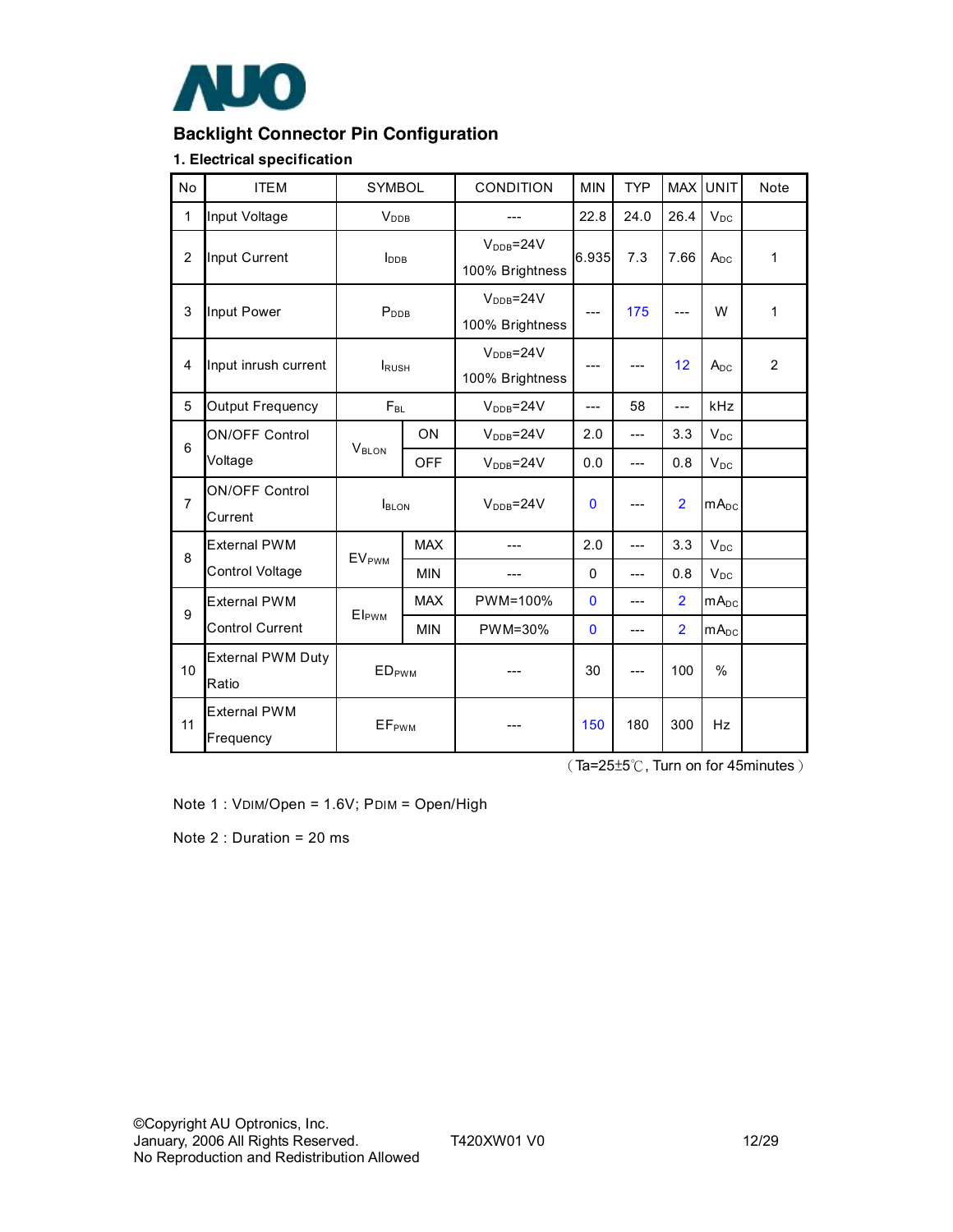## Backlight Connector Pin Configuration

### 1. Electrical specification

| No | ITEM | SYMBOL | | CONDITION | MIN | TYP | MAX | UNIT | Note |
|---|---|---|---|---|---|---|---|---|---|
| 1 | Input Voltage | $V_{DDB}$ | | --- | 22.8 | 24.0 | 26.4 | $V_{DC}$ | |
| 2 | Input Current | $I_{DDB}$ | | $V_{DDB}$=24V 100% Brightness | 6.935 | 7.3 | 7.66 | $A_{DC}$ | 1 |
| 3 | Input Power | $P_{DDB}$ | | $V_{DDB}$=24V 100% Brightness | --- | 175 | --- | W | 1 |
| 4 | Input inrush current | $I_{RUSH}$ | | $V_{DDB}$=24V 100% Brightness | --- | --- | 12 | $A_{DC}$ | 2 |
| 5 | Output Frequency | $F_{BL}$ | | $V_{DDB}$=24V | --- | 58 | --- | kHz | |
| 6 | ON/OFF Control Voltage | $V_{BLON}$ | ON | $V_{DDB}$=24V | 2.0 | --- | 3.3 | $V_{DC}$ | |
| | | | OFF | $V_{DDB}$=24V | 0.0 | --- | 0.8 | $V_{DC}$ | |
| 7 | ON/OFF Control Current | $I_{BLON}$ | | $V_{DDB}$=24V | 0 | --- | 2 | $mA_{DC}$ | |
| 8 | External PWM Control Voltage | $EV_{PWM}$ | MAX | --- | 2.0 | --- | 3.3 | $V_{DC}$ | |
| | | | MIN | --- | 0 | --- | 0.8 | $V_{DC}$ | |
| 9 | External PWM Control Current | $EI_{PWM}$ | MAX | PWM=100% | 0 | --- | 2 | $mA_{DC}$ | |
| | | | MIN | PWM=30% | 0 | --- | 2 | $mA_{DC}$ | |
| 10 | External PWM Duty Ratio | $ED_{PWM}$ | | --- | 30 | --- | 100 | % | |
| 11 | External PWM Frequency | $EF_{PWM}$ | | --- | 150 | 180 | 300 | Hz | |

（Ta=25±5℃, Turn on for 45minutes）

Note 1 : $V_{DIM}$/Open = 1.6V; $P_{DIM}$ = Open/High

Note 2 : Duration = 20 ms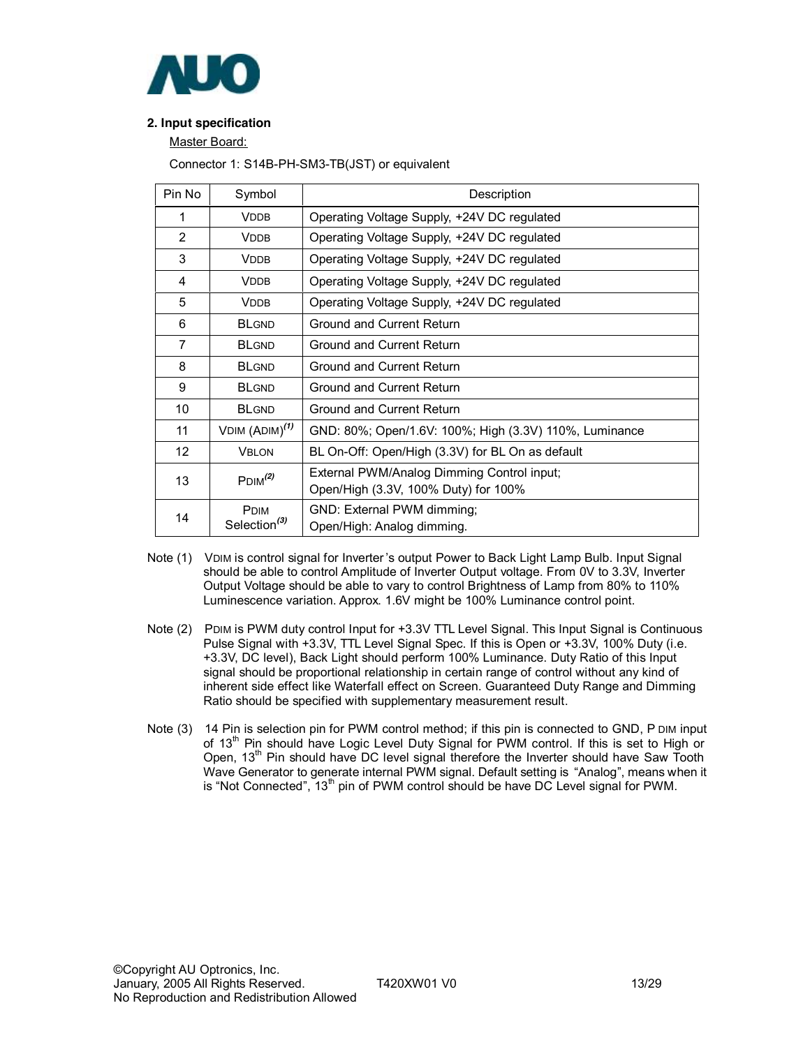## 2. Input specification

Master Board:

Connector 1: S14B-PH-SM3-TB(JST) or equivalent

| Pin No | Symbol | Description |
|---|---|---|
| 1 | VDDB | Operating Voltage Supply, +24V DC regulated |
| 2 | VDDB | Operating Voltage Supply, +24V DC regulated |
| 3 | VDDB | Operating Voltage Supply, +24V DC regulated |
| 4 | VDDB | Operating Voltage Supply, +24V DC regulated |
| 5 | VDDB | Operating Voltage Supply, +24V DC regulated |
| 6 | BLGND | Ground and Current Return |
| 7 | BLGND | Ground and Current Return |
| 8 | BLGND | Ground and Current Return |
| 9 | BLGND | Ground and Current Return |
| 10 | BLGND | Ground and Current Return |
| 11 | VDIM (ADIM)(1) | GND: 80%; Open/1.6V: 100%; High (3.3V) 110%, Luminance |
| 12 | VBLON | BL On-Off: Open/High (3.3V) for BL On as default |
| 13 | PDIM(2) | External PWM/Analog Dimming Control input; Open/High (3.3V, 100% Duty) for 100% |
| 14 | PDIM Selection(3) | GND: External PWM dimming; Open/High: Analog dimming. |

Note (1) VDIM is control signal for Inverter's output Power to Back Light Lamp Bulb. Input Signal should be able to control Amplitude of Inverter Output voltage. From 0V to 3.3V, Inverter Output Voltage should be able to vary to control Brightness of Lamp from 80% to 110% Luminescence variation. Approx. 1.6V might be 100% Luminance control point.

Note (2) PDIM is PWM duty control Input for +3.3V TTL Level Signal. This Input Signal is Continuous Pulse Signal with +3.3V, TTL Level Signal Spec. If this is Open or +3.3V, 100% Duty (i.e. +3.3V, DC level), Back Light should perform 100% Luminance. Duty Ratio of this Input signal should be proportional relationship in certain range of control without any kind of inherent side effect like Waterfall effect on Screen. Guaranteed Duty Range and Dimming Ratio should be specified with supplementary measurement result.

Note (3) 14 Pin is selection pin for PWM control method; if this pin is connected to GND, P DIM input of 13th Pin should have Logic Level Duty Signal for PWM control. If this is set to High or Open, 13th Pin should have DC level signal therefore the Inverter should have Saw Tooth Wave Generator to generate internal PWM signal. Default setting is "Analog", means when it is "Not Connected", 13th pin of PWM control should be have DC Level signal for PWM.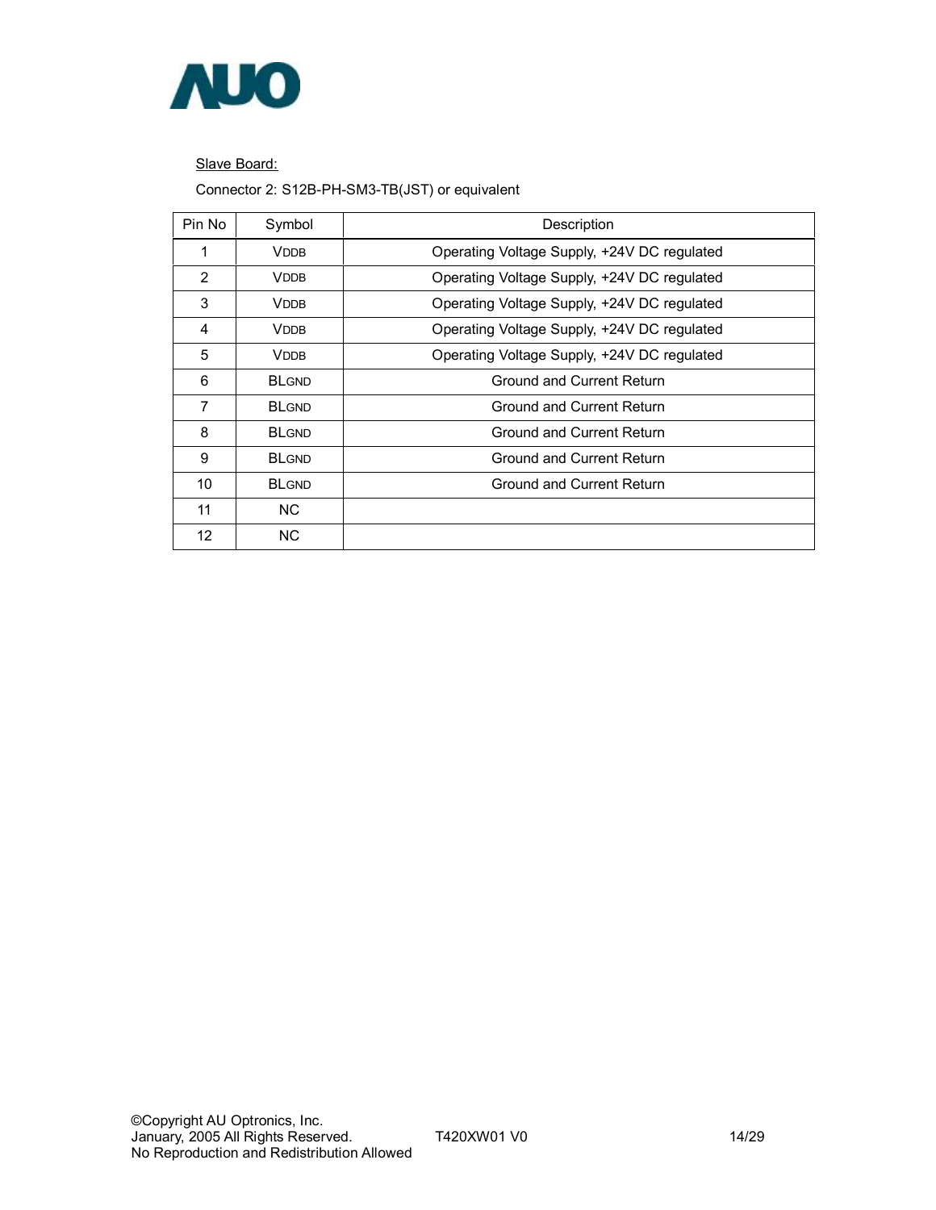Slave Board:

Connector 2: S12B-PH-SM3-TB(JST) or equivalent

| Pin No | Symbol | Description |
|---|---|---|
| 1 | VDDB | Operating Voltage Supply, +24V DC regulated |
| 2 | VDDB | Operating Voltage Supply, +24V DC regulated |
| 3 | VDDB | Operating Voltage Supply, +24V DC regulated |
| 4 | VDDB | Operating Voltage Supply, +24V DC regulated |
| 5 | VDDB | Operating Voltage Supply, +24V DC regulated |
| 6 | BLGND | Ground and Current Return |
| 7 | BLGND | Ground and Current Return |
| 8 | BLGND | Ground and Current Return |
| 9 | BLGND | Ground and Current Return |
| 10 | BLGND | Ground and Current Return |
| 11 | NC | |
| 12 | NC | |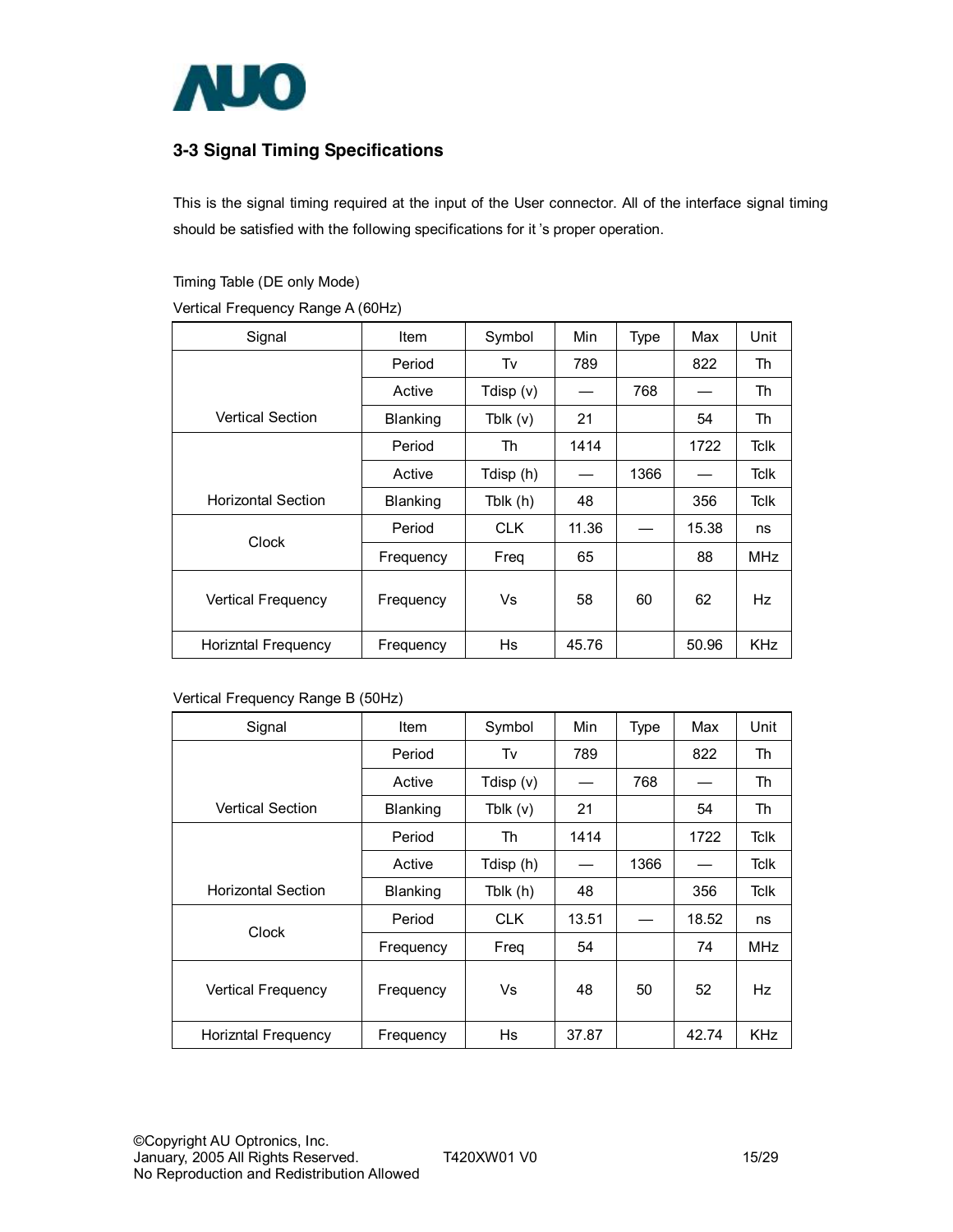## 3-3 Signal Timing Specifications

This is the signal timing required at the input of the User connector. All of the interface signal timing should be satisfied with the following specifications for it 's proper operation.

Timing Table (DE only Mode)

Vertical Frequency Range A (60Hz)

| Signal | Item | Symbol | Min | Type | Max | Unit |
|---|---|---|---|---|---|---|
| Vertical Section | Period | Tv | 789 | | 822 | Th |
| | Active | Tdisp (v) | — | 768 | — | Th |
| | Blanking | Tblk (v) | 21 | | 54 | Th |
| Horizontal Section | Period | Th | 1414 | | 1722 | Tclk |
| | Active | Tdisp (h) | — | 1366 | — | Tclk |
| | Blanking | Tblk (h) | 48 | | 356 | Tclk |
| Clock | Period | CLK | 11.36 | — | 15.38 | ns |
| | Frequency | Freq | 65 | | 88 | MHz |
| Vertical Frequency | Frequency | Vs | 58 | 60 | 62 | Hz |
| Horizntal Frequency | Frequency | Hs | 45.76 | | 50.96 | KHz |

Vertical Frequency Range B (50Hz)

| Signal | Item | Symbol | Min | Type | Max | Unit |
|---|---|---|---|---|---|---|
| Vertical Section | Period | Tv | 789 | | 822 | Th |
| | Active | Tdisp (v) | — | 768 | — | Th |
| | Blanking | Tblk (v) | 21 | | 54 | Th |
| Horizontal Section | Period | Th | 1414 | | 1722 | Tclk |
| | Active | Tdisp (h) | — | 1366 | — | Tclk |
| | Blanking | Tblk (h) | 48 | | 356 | Tclk |
| Clock | Period | CLK | 13.51 | — | 18.52 | ns |
| | Frequency | Freq | 54 | | 74 | MHz |
| Vertical Frequency | Frequency | Vs | 48 | 50 | 52 | Hz |
| Horizntal Frequency | Frequency | Hs | 37.87 | | 42.74 | KHz |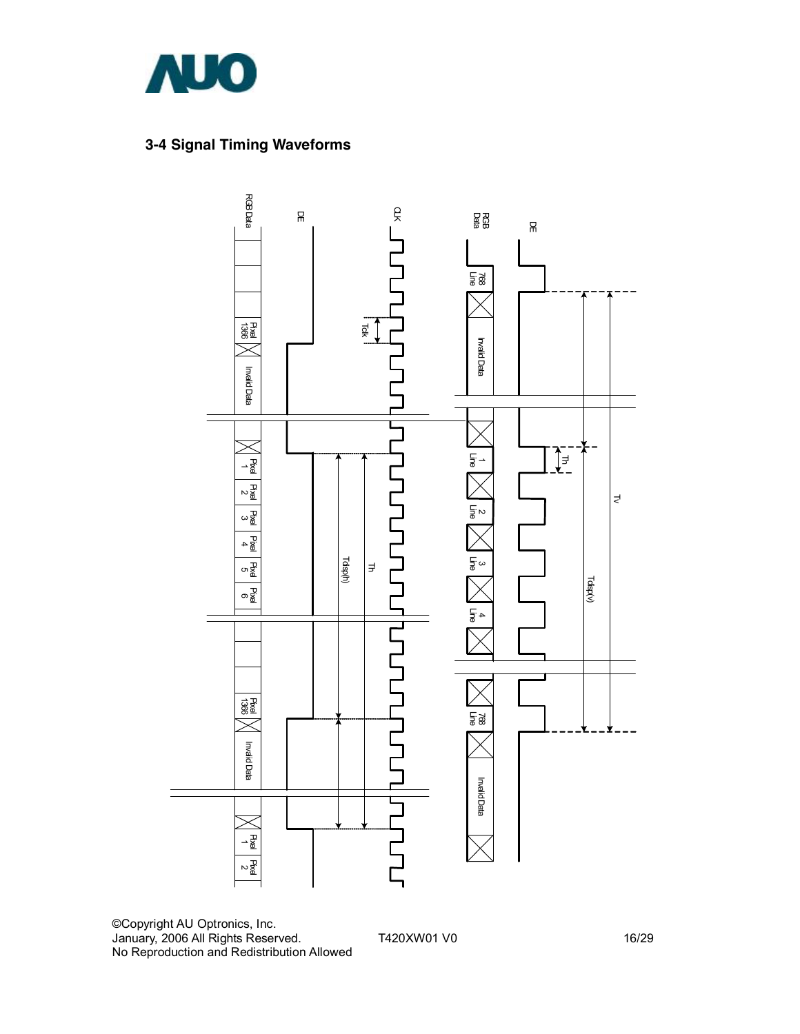## 3-4 Signal Timing Waveforms

RGB Data

DE

CLK

Tclk

Pixel 1366

Invalid Data

Pixel 1

Pixel 2

Pixel 3

Pixel 4

Pixel 5

Pixel 6

Tdisp(h)

Th

Pixel 1366

Invalid Data

Pixel 1

Pixel 2

RGB Data

DE

768 Line

Invalid Data

1 Line

2 Line

3 Line

4 Line

768 Line

Invalid Data

Th

Tdisp(v)

Tv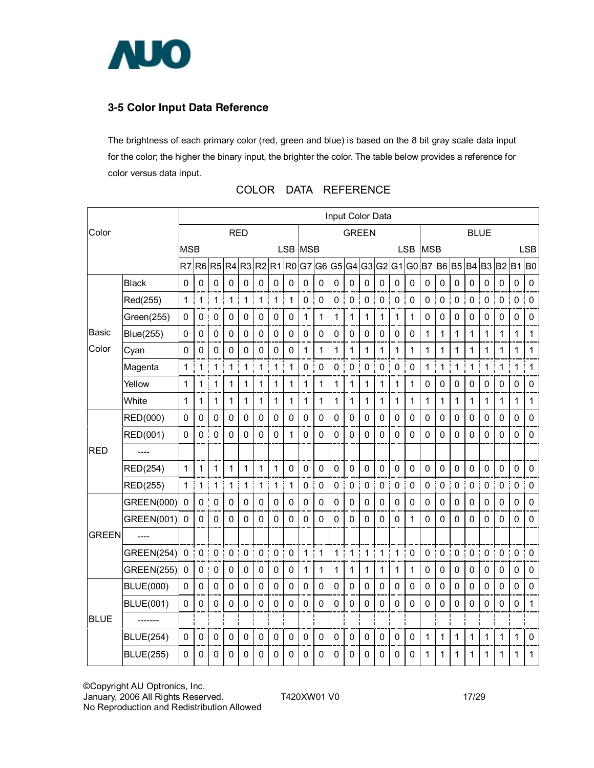## 3-5 Color Input Data Reference

The brightness of each primary color (red, green and blue) is based on the 8 bit gray scale data input for the color; the higher the binary input, the brighter the color. The table below provides a reference for color versus data input.

COLOR DATA REFERENCE

| Color | | Input Color Data | | | | | | | | | | | | | | | | | | | | | | | |
|---|---|---|---|---|---|---|---|---|---|---|---|---|---|---|---|---|---|---|---|---|---|---|---|---|---|
| | | RED | | | | | | | | GREEN | | | | | | | | BLUE | | | | | | | |
| | | MSB | | | | | | | LSB | MSB | | | | | | | LSB | MSB | | | | | | | LSB |
| | | R7 | R6 | R5 | R4 | R3 | R2 | R1 | R0 | G7 | G6 | G5 | G4 | G3 | G2 | G1 | G0 | B7 | B6 | B5 | B4 | B3 | B2 | B1 | B0 |
| Basic Color | Black | 0 | 0 | 0 | 0 | 0 | 0 | 0 | 0 | 0 | 0 | 0 | 0 | 0 | 0 | 0 | 0 | 0 | 0 | 0 | 0 | 0 | 0 | 0 | 0 |
| | Red(255) | 1 | 1 | 1 | 1 | 1 | 1 | 1 | 1 | 0 | 0 | 0 | 0 | 0 | 0 | 0 | 0 | 0 | 0 | 0 | 0 | 0 | 0 | 0 | 0 |
| | Green(255) | 0 | 0 | 0 | 0 | 0 | 0 | 0 | 0 | 1 | 1 | 1 | 1 | 1 | 1 | 1 | 1 | 0 | 0 | 0 | 0 | 0 | 0 | 0 | 0 |
| | Blue(255) | 0 | 0 | 0 | 0 | 0 | 0 | 0 | 0 | 0 | 0 | 0 | 0 | 0 | 0 | 0 | 0 | 1 | 1 | 1 | 1 | 1 | 1 | 1 | 1 |
| | Cyan | 0 | 0 | 0 | 0 | 0 | 0 | 0 | 0 | 1 | 1 | 1 | 1 | 1 | 1 | 1 | 1 | 1 | 1 | 1 | 1 | 1 | 1 | 1 | 1 |
| | Magenta | 1 | 1 | 1 | 1 | 1 | 1 | 1 | 1 | 0 | 0 | 0 | 0 | 0 | 0 | 0 | 0 | 1 | 1 | 1 | 1 | 1 | 1 | 1 | 1 |
| | Yellow | 1 | 1 | 1 | 1 | 1 | 1 | 1 | 1 | 1 | 1 | 1 | 1 | 1 | 1 | 1 | 1 | 0 | 0 | 0 | 0 | 0 | 0 | 0 | 0 |
| | White | 1 | 1 | 1 | 1 | 1 | 1 | 1 | 1 | 1 | 1 | 1 | 1 | 1 | 1 | 1 | 1 | 1 | 1 | 1 | 1 | 1 | 1 | 1 | 1 |
| RED | RED(000) | 0 | 0 | 0 | 0 | 0 | 0 | 0 | 0 | 0 | 0 | 0 | 0 | 0 | 0 | 0 | 0 | 0 | 0 | 0 | 0 | 0 | 0 | 0 | 0 |
| | RED(001) | 0 | 0 | 0 | 0 | 0 | 0 | 0 | 1 | 0 | 0 | 0 | 0 | 0 | 0 | 0 | 0 | 0 | 0 | 0 | 0 | 0 | 0 | 0 | 0 |
| | ---- | | | | | | | | | | | | | | | | | | | | | | | | |
| | RED(254) | 1 | 1 | 1 | 1 | 1 | 1 | 1 | 0 | 0 | 0 | 0 | 0 | 0 | 0 | 0 | 0 | 0 | 0 | 0 | 0 | 0 | 0 | 0 | 0 |
| | RED(255) | 1 | 1 | 1 | 1 | 1 | 1 | 1 | 1 | 0 | 0 | 0 | 0 | 0 | 0 | 0 | 0 | 0 | 0 | 0 | 0 | 0 | 0 | 0 | 0 |
| GREEN | GREEN(000) | 0 | 0 | 0 | 0 | 0 | 0 | 0 | 0 | 0 | 0 | 0 | 0 | 0 | 0 | 0 | 0 | 0 | 0 | 0 | 0 | 0 | 0 | 0 | 0 |
| | GREEN(001) | 0 | 0 | 0 | 0 | 0 | 0 | 0 | 0 | 0 | 0 | 0 | 0 | 0 | 0 | 0 | 1 | 0 | 0 | 0 | 0 | 0 | 0 | 0 | 0 |
| | ---- | | | | | | | | | | | | | | | | | | | | | | | | |
| | GREEN(254) | 0 | 0 | 0 | 0 | 0 | 0 | 0 | 0 | 1 | 1 | 1 | 1 | 1 | 1 | 1 | 0 | 0 | 0 | 0 | 0 | 0 | 0 | 0 | 0 |
| | GREEN(255) | 0 | 0 | 0 | 0 | 0 | 0 | 0 | 0 | 1 | 1 | 1 | 1 | 1 | 1 | 1 | 1 | 0 | 0 | 0 | 0 | 0 | 0 | 0 | 0 |
| BLUE | BLUE(000) | 0 | 0 | 0 | 0 | 0 | 0 | 0 | 0 | 0 | 0 | 0 | 0 | 0 | 0 | 0 | 0 | 0 | 0 | 0 | 0 | 0 | 0 | 0 | 0 |
| | BLUE(001) | 0 | 0 | 0 | 0 | 0 | 0 | 0 | 0 | 0 | 0 | 0 | 0 | 0 | 0 | 0 | 0 | 0 | 0 | 0 | 0 | 0 | 0 | 0 | 1 |
| | ------- | | | | | | | | | | | | | | | | | | | | | | | | |
| | BLUE(254) | 0 | 0 | 0 | 0 | 0 | 0 | 0 | 0 | 0 | 0 | 0 | 0 | 0 | 0 | 0 | 0 | 1 | 1 | 1 | 1 | 1 | 1 | 1 | 0 |
| | BLUE(255) | 0 | 0 | 0 | 0 | 0 | 0 | 0 | 0 | 0 | 0 | 0 | 0 | 0 | 0 | 0 | 0 | 1 | 1 | 1 | 1 | 1 | 1 | 1 | 1 |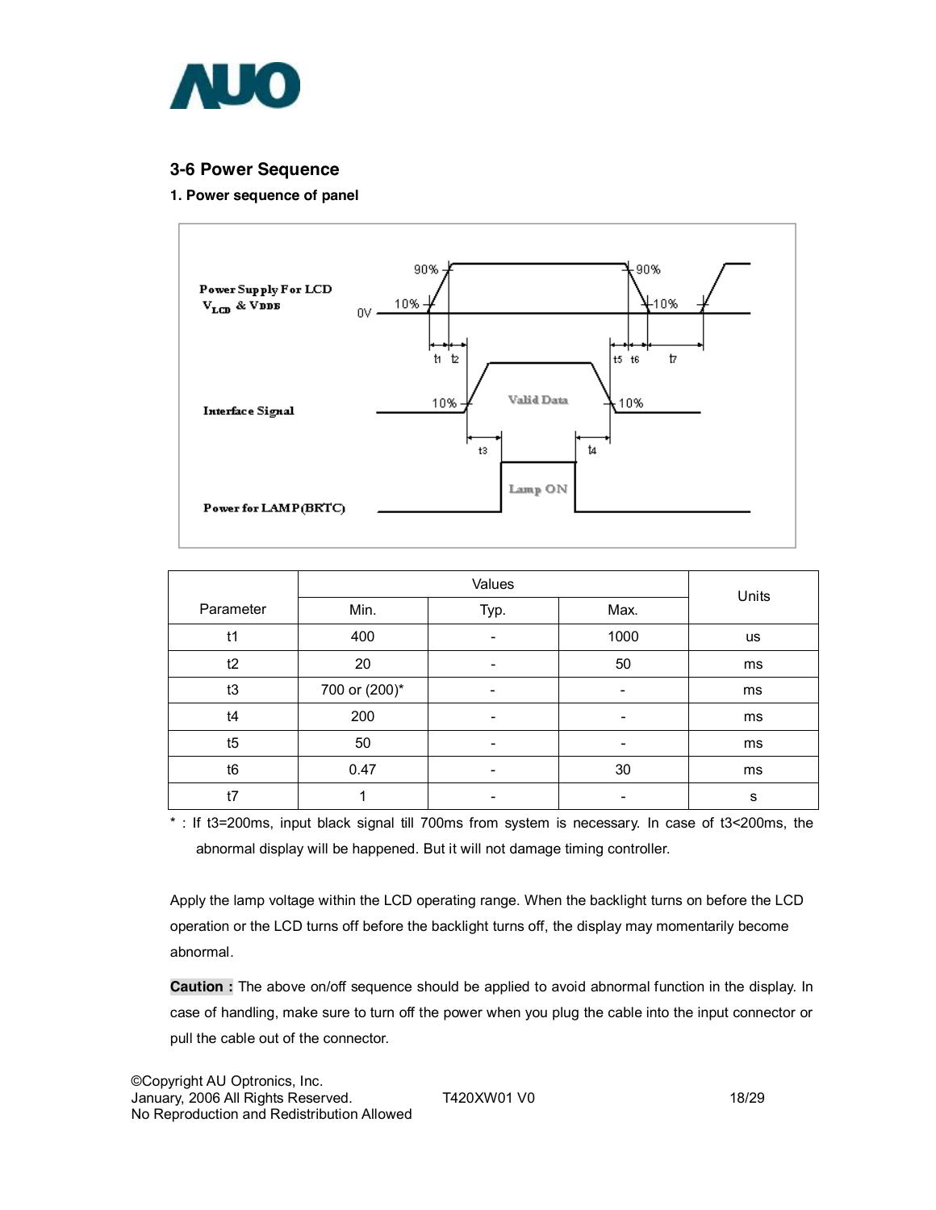## 3-6 Power Sequence

### 1. Power sequence of panel

| Parameter | Values | | | Units |
|---|---|---|---|---|
| | Min. | Typ. | Max. | |
| t1 | 400 | - | 1000 | us |
| t2 | 20 | - | 50 | ms |
| t3 | 700 or (200)* | - | - | ms |
| t4 | 200 | - | - | ms |
| t5 | 50 | - | - | ms |
| t6 | 0.47 | - | 30 | ms |
| t7 | 1 | - | - | s |

* : If t3=200ms, input black signal till 700ms from system is necessary. In case of t3<200ms, the abnormal display will be happened. But it will not damage timing controller.

Apply the lamp voltage within the LCD operating range. When the backlight turns on before the LCD operation or the LCD turns off before the backlight turns off, the display may momentarily become abnormal.

**Caution :** The above on/off sequence should be applied to avoid abnormal function in the display. In case of handling, make sure to turn off the power when you plug the cable into the input connector or pull the cable out of the connector.

©Copyright AU Optronics, Inc.
January, 2006 All Rights Reserved.
No Reproduction and Redistribution Allowed

T420XW01 V0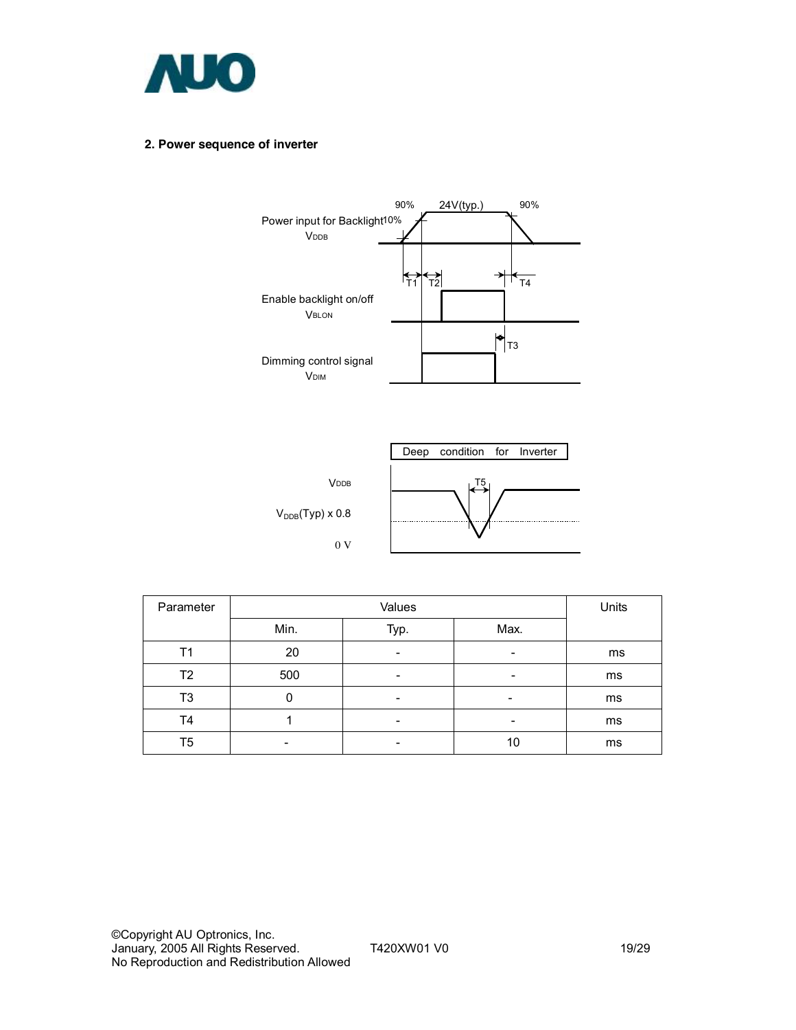## 2. Power sequence of inverter

Power input for Backlight $V_{DDB}$

Enable backlight on/off $V_{BLON}$

Dimming control signal $V_{DIM}$

Deep condition for Inverter

$V_{DDB}$

$V_{DDB}$(Typ) x 0.8

0 V

| Parameter | Values | | | Units |
|---|---|---|---|---|
| | Min. | Typ. | Max. | |
| T1 | 20 | - | - | ms |
| T2 | 500 | - | - | ms |
| T3 | 0 | - | - | ms |
| T4 | 1 | - | - | ms |
| T5 | - | - | 10 | ms |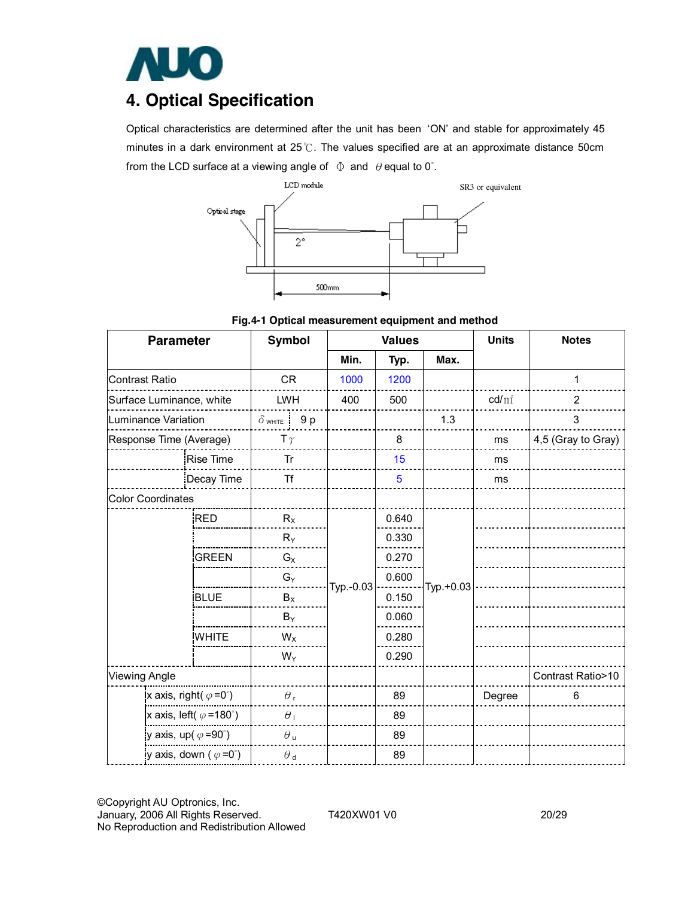## 4. Optical Specification

Optical characteristics are determined after the unit has been 'ON' and stable for approximately 45 minutes in a dark environment at 25℃. The values specified are at an approximate distance 50cm from the LCD surface at a viewing angle of Φ and θ equal to 0°.

LCD module

SR3 or equivalent

Optical stage

2°

500mm

**Fig.4-1 Optical measurement equipment and method**

| Parameter | | Symbol | Values | | | Units | Notes |
|---|---|---|---|---|---|---|---|
| | | | Min. | Typ. | Max. | | |
| Contrast Ratio | | CR | 1000 | 1200 | | | 1 |
| Surface Luminance, white | | LWH | 400 | 500 | | cd/㎡ | 2 |
| Luminance Variation | | $\delta_{WHITE}$ 9 p | | | 1.3 | | 3 |
| Response Time (Average) | | $T\gamma$ | | 8 | | ms | 4,5 (Gray to Gray) |
| | Rise Time | Tr | | 15 | | ms | |
| | Decay Time | Tf | | 5 | | ms | |
| Color Coordinates | | | | | | | |
| | RED | $R_X$ | Typ.-0.03 | 0.640 | Typ.+0.03 | | |
| | | $R_Y$ | | 0.330 | | | |
| | GREEN | $G_X$ | | 0.270 | | | |
| | | $G_Y$ | | 0.600 | | | |
| | BLUE | $B_X$ | | 0.150 | | | |
| | | $B_Y$ | | 0.060 | | | |
| | WHITE | $W_X$ | | 0.280 | | | |
| | | $W_Y$ | | 0.290 | | | |
| Viewing Angle | | | | | | | Contrast Ratio>10 |
| | x axis, right( $\varphi$ =0°) | $\theta_r$ | | 89 | | Degree | 6 |
| | x axis, left( $\varphi$ =180°) | $\theta_l$ | | 89 | | | |
| | y axis, up( $\varphi$ =90°) | $\theta_u$ | | 89 | | | |
| | y axis, down ( $\varphi$ =0°) | $\theta_d$ | | 89 | | | |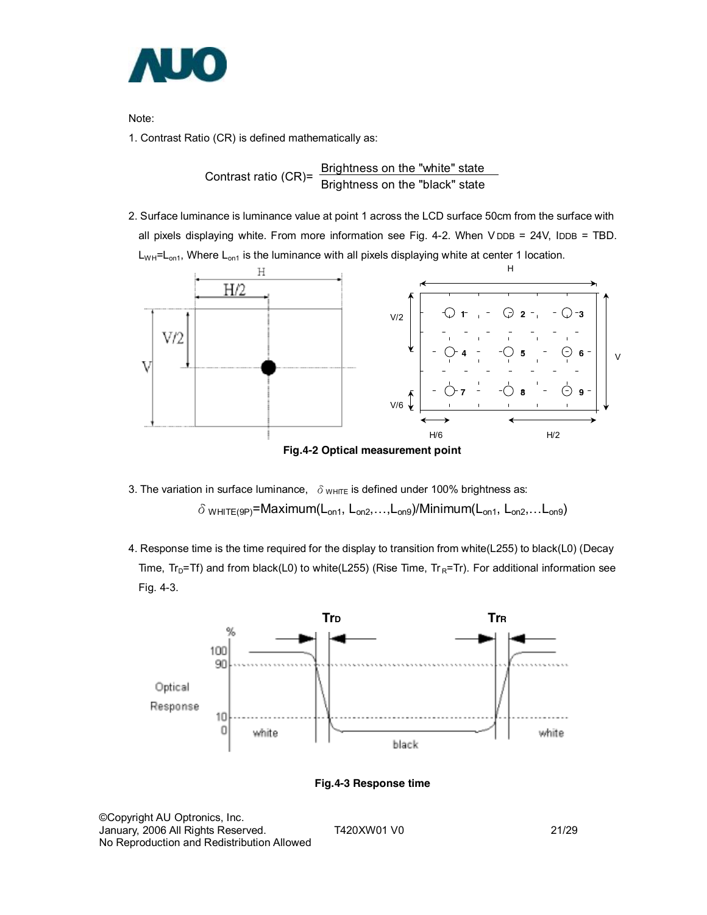Note:

1. Contrast Ratio (CR) is defined mathematically as:

$$\text{Contrast ratio (CR)} = \frac{\text{Brightness on the "white" state}}{\text{Brightness on the "black" state}}$$

2. Surface luminance is luminance value at point 1 across the LCD surface 50cm from the surface with all pixels displaying white. From more information see Fig. 4-2. When $V_{DDB}$ = 24V, $I_{DDB}$ = TBD. $L_{WH}=L_{on1}$, Where $L_{on1}$ is the luminance with all pixels displaying white at center 1 location.

**Fig.4-2 Optical measurement point**

3. The variation in surface luminance, $\delta_{WHITE}$ is defined under 100% brightness as:

$$\delta_{WHITE(9P)}=\text{Maximum}(L_{on1}, L_{on2},\ldots,L_{on9})/\text{Minimum}(L_{on1}, L_{on2},\ldots L_{on9})$$

4. Response time is the time required for the display to transition from white(L255) to black(L0) (Decay Time, $Tr_D$=Tf) and from black(L0) to white(L255) (Rise Time, $Tr_R$=Tr). For additional information see Fig. 4-3.

**Fig.4-3 Response time**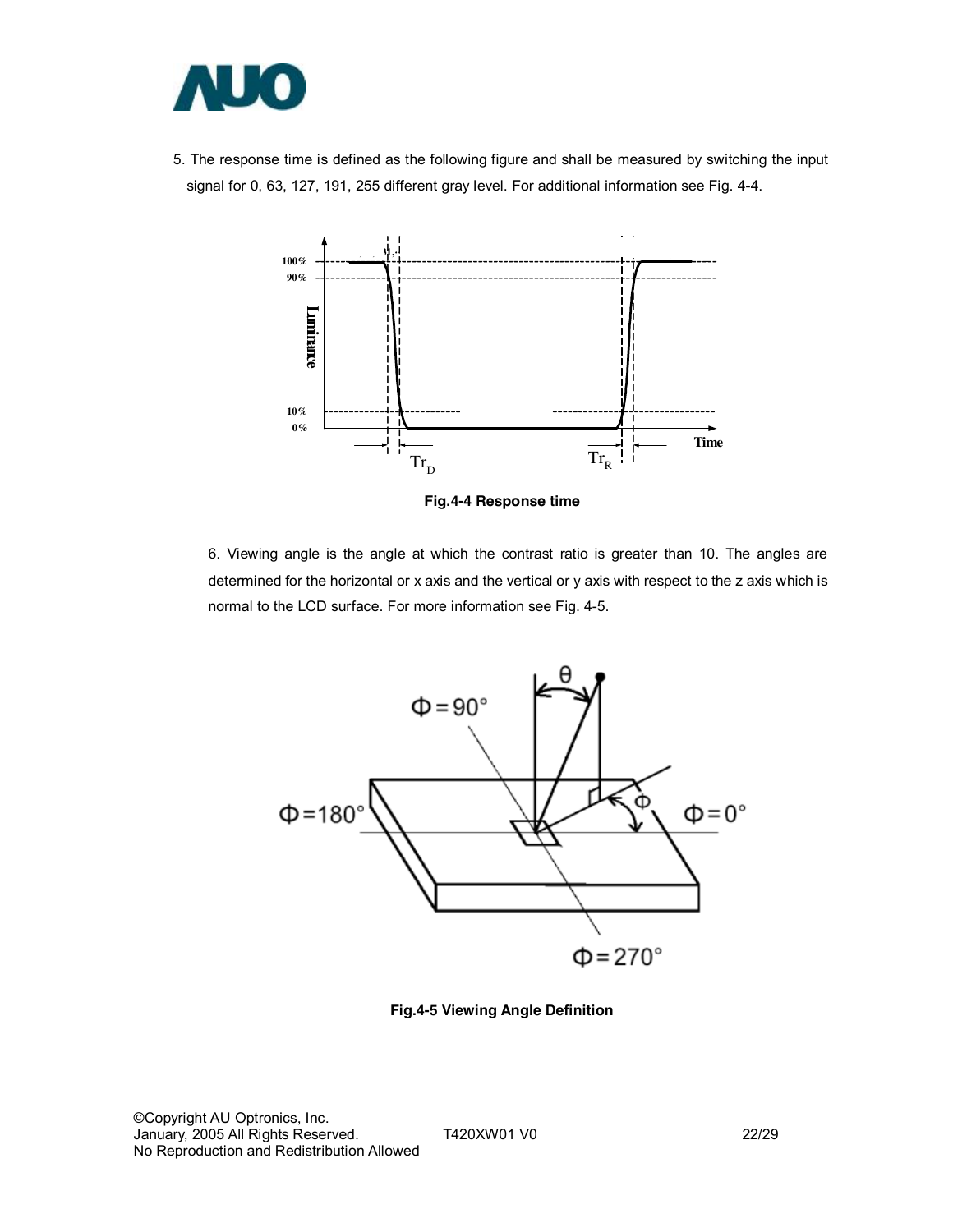5. The response time is defined as the following figure and shall be measured by switching the input signal for 0, 63, 127, 191, 255 different gray level. For additional information see Fig. 4-4.

Fig.4-4 Response time

6. Viewing angle is the angle at which the contrast ratio is greater than 10. The angles are determined for the horizontal or x axis and the vertical or y axis with respect to the z axis which is normal to the LCD surface. For more information see Fig. 4-5.

Fig.4-5 Viewing Angle Definition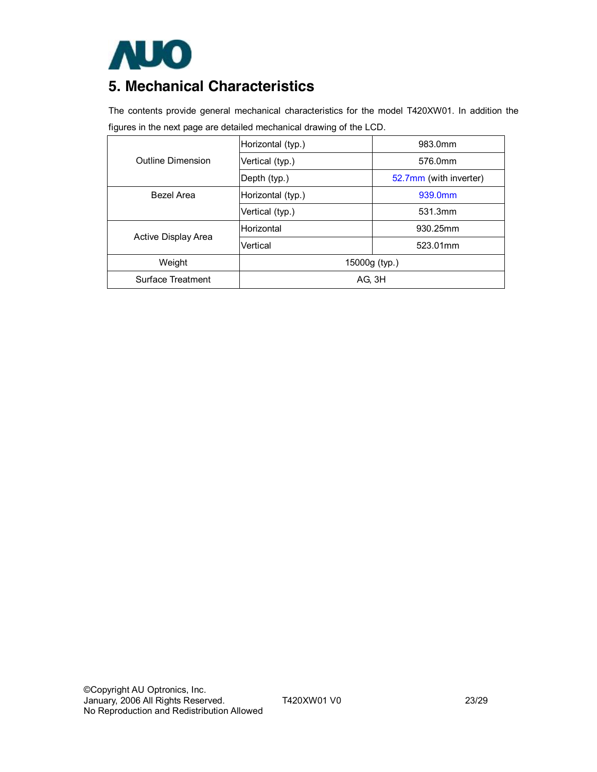# 5. Mechanical Characteristics

The contents provide general mechanical characteristics for the model T420XW01. In addition the figures in the next page are detailed mechanical drawing of the LCD.

| | | |
|---|---|---|
| Outline Dimension | Horizontal (typ.) | 983.0mm |
| | Vertical (typ.) | 576.0mm |
| | Depth (typ.) | 52.7mm (with inverter) |
| Bezel Area | Horizontal (typ.) | 939.0mm |
| | Vertical (typ.) | 531.3mm |
| Active Display Area | Horizontal | 930.25mm |
| | Vertical | 523.01mm |
| Weight | 15000g (typ.) | |
| Surface Treatment | AG, 3H | |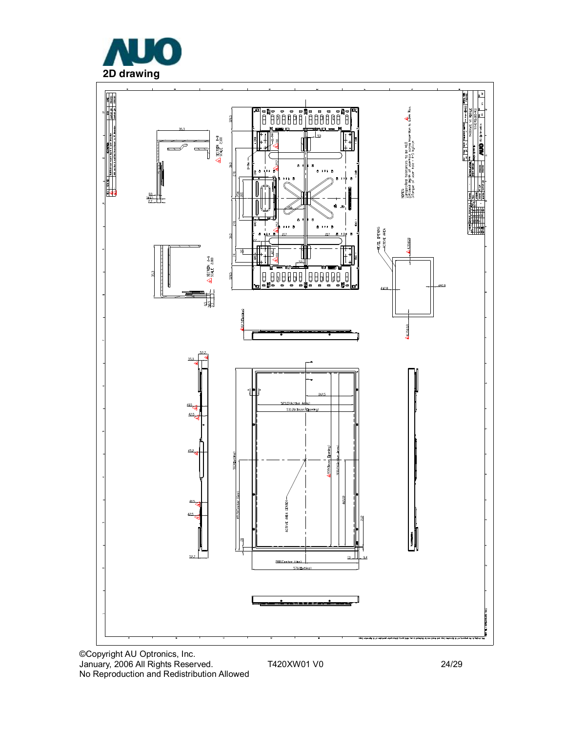## 2D drawing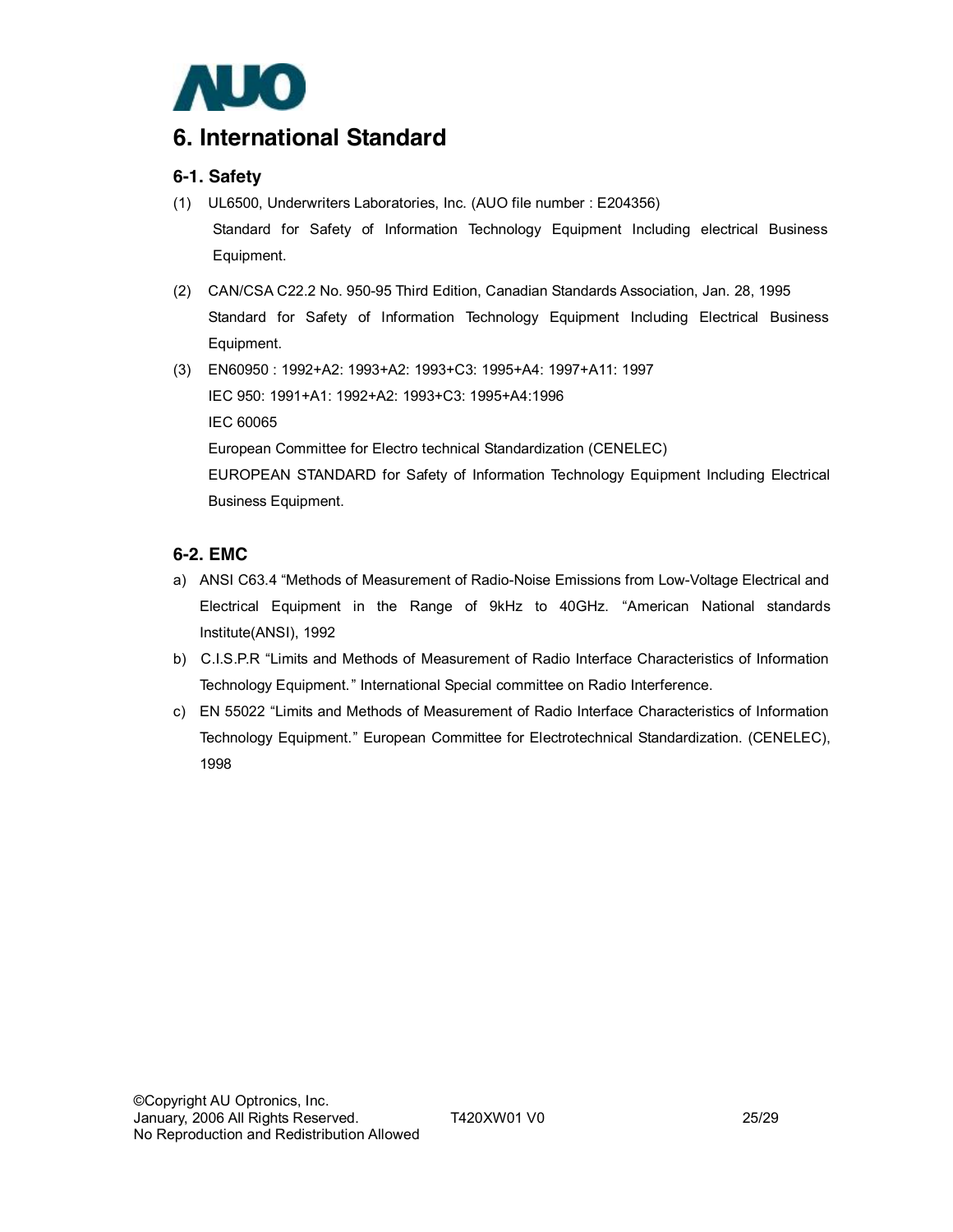# 6. International Standard

## 6-1. Safety

(1) UL6500, Underwriters Laboratories, Inc. (AUO file number : E204356)
Standard for Safety of Information Technology Equipment Including electrical Business Equipment.

(2) CAN/CSA C22.2 No. 950-95 Third Edition, Canadian Standards Association, Jan. 28, 1995
Standard for Safety of Information Technology Equipment Including Electrical Business Equipment.

(3) EN60950 : 1992+A2: 1993+A2: 1993+C3: 1995+A4: 1997+A11: 1997
IEC 950: 1991+A1: 1992+A2: 1993+C3: 1995+A4:1996
IEC 60065
European Committee for Electro technical Standardization (CENELEC)
EUROPEAN STANDARD for Safety of Information Technology Equipment Including Electrical Business Equipment.

## 6-2. EMC

a) ANSI C63.4 "Methods of Measurement of Radio-Noise Emissions from Low-Voltage Electrical and Electrical Equipment in the Range of 9kHz to 40GHz. "American National standards Institute(ANSI), 1992

b) C.I.S.P.R "Limits and Methods of Measurement of Radio Interface Characteristics of Information Technology Equipment." International Special committee on Radio Interference.

c) EN 55022 "Limits and Methods of Measurement of Radio Interface Characteristics of Information Technology Equipment." European Committee for Electrotechnical Standardization. (CENELEC), 1998

©Copyright AU Optronics, Inc.
January, 2006 All Rights Reserved. T420XW01 V0
No Reproduction and Redistribution Allowed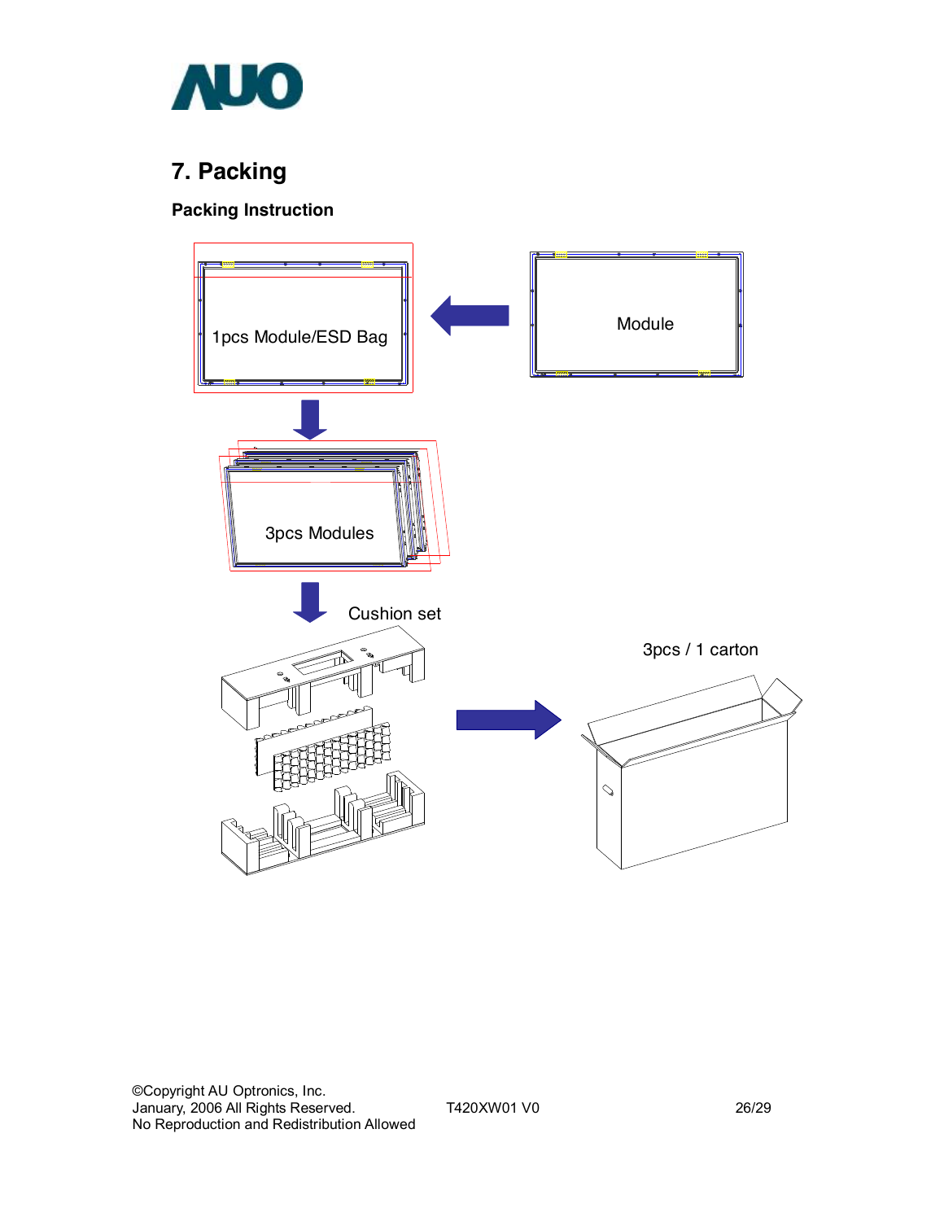# 7. Packing

### Packing Instruction

1pcs Module/ESD Bag

Module

3pcs Modules

Cushion set

3pcs / 1 carton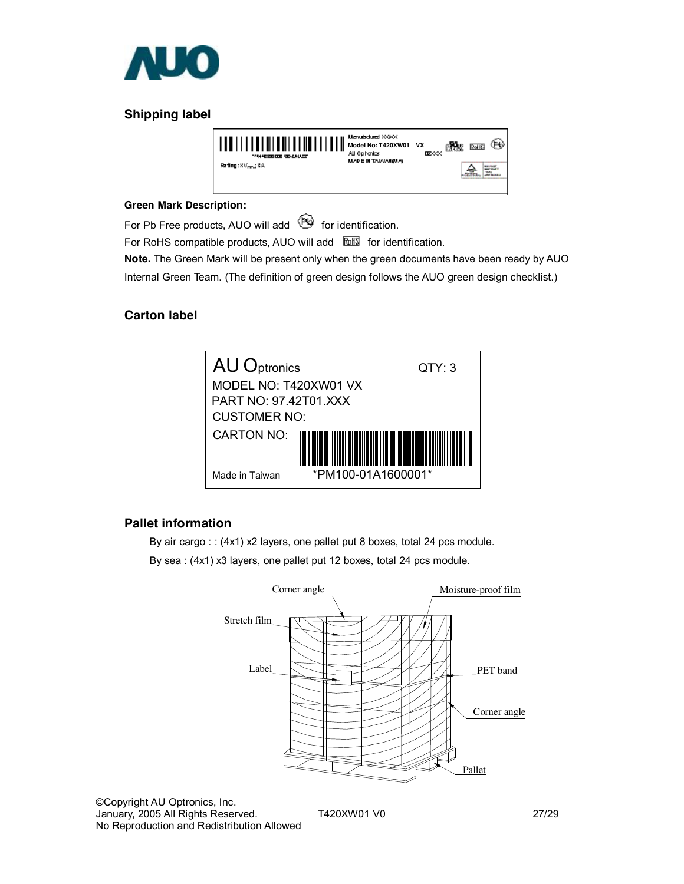## Shipping label

**Green Mark Description:**

For Pb Free products, AUO will add for identification.

For RoHS compatible products, AUO will add for identification.

**Note.** The Green Mark will be present only when the green documents have been ready by AUO Internal Green Team. (The definition of green design follows the AUO green design checklist.)

## Carton label

AU Optronics QTY: 3
MODEL NO: T420XW01 VX
PART NO: 97.42T01.XXX
CUSTOMER NO:
CARTON NO:
Made in Taiwan *PM100-01A1600001*

## Pallet information

By air cargo : : (4x1) x2 layers, one pallet put 8 boxes, total 24 pcs module.

By sea : (4x1) x3 layers, one pallet put 12 boxes, total 24 pcs module.

Corner angle, Moisture-proof film, Stretch film, Label, PET band, Corner angle, Pallet

©Copyright AU Optronics, Inc.
January, 2005 All Rights Reserved. T420XW01 V0
No Reproduction and Redistribution Allowed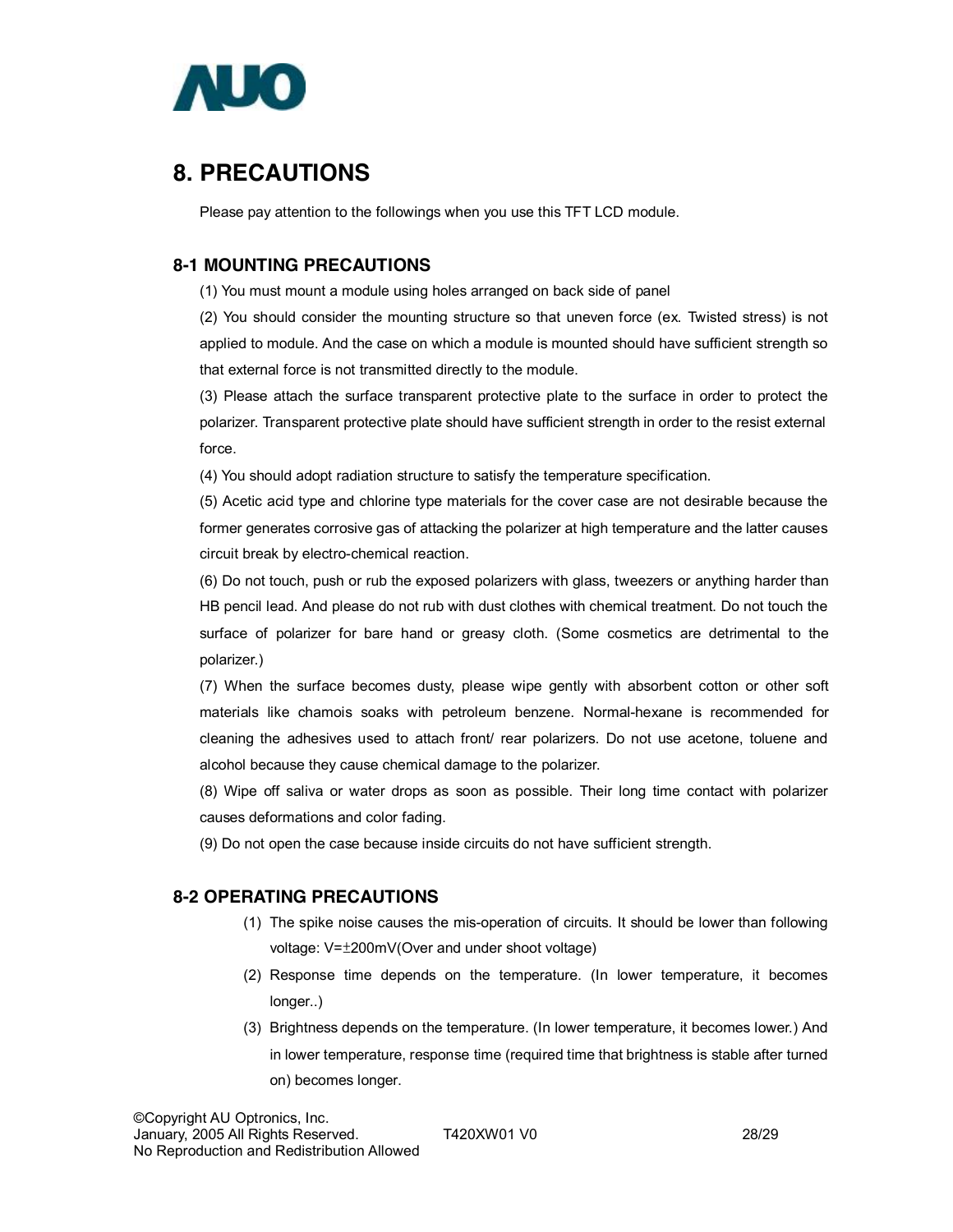# 8. PRECAUTIONS

Please pay attention to the followings when you use this TFT LCD module.

## 8-1 MOUNTING PRECAUTIONS

(1) You must mount a module using holes arranged on back side of panel

(2) You should consider the mounting structure so that uneven force (ex. Twisted stress) is not applied to module. And the case on which a module is mounted should have sufficient strength so that external force is not transmitted directly to the module.

(3) Please attach the surface transparent protective plate to the surface in order to protect the polarizer. Transparent protective plate should have sufficient strength in order to the resist external force.

(4) You should adopt radiation structure to satisfy the temperature specification.

(5) Acetic acid type and chlorine type materials for the cover case are not desirable because the former generates corrosive gas of attacking the polarizer at high temperature and the latter causes circuit break by electro-chemical reaction.

(6) Do not touch, push or rub the exposed polarizers with glass, tweezers or anything harder than HB pencil lead. And please do not rub with dust clothes with chemical treatment. Do not touch the surface of polarizer for bare hand or greasy cloth. (Some cosmetics are detrimental to the polarizer.)

(7) When the surface becomes dusty, please wipe gently with absorbent cotton or other soft materials like chamois soaks with petroleum benzene. Normal-hexane is recommended for cleaning the adhesives used to attach front/ rear polarizers. Do not use acetone, toluene and alcohol because they cause chemical damage to the polarizer.

(8) Wipe off saliva or water drops as soon as possible. Their long time contact with polarizer causes deformations and color fading.

(9) Do not open the case because inside circuits do not have sufficient strength.

## 8-2 OPERATING PRECAUTIONS

(1) The spike noise causes the mis-operation of circuits. It should be lower than following voltage: V=±200mV(Over and under shoot voltage)

(2) Response time depends on the temperature. (In lower temperature, it becomes longer..)

(3) Brightness depends on the temperature. (In lower temperature, it becomes lower.) And in lower temperature, response time (required time that brightness is stable after turned on) becomes longer.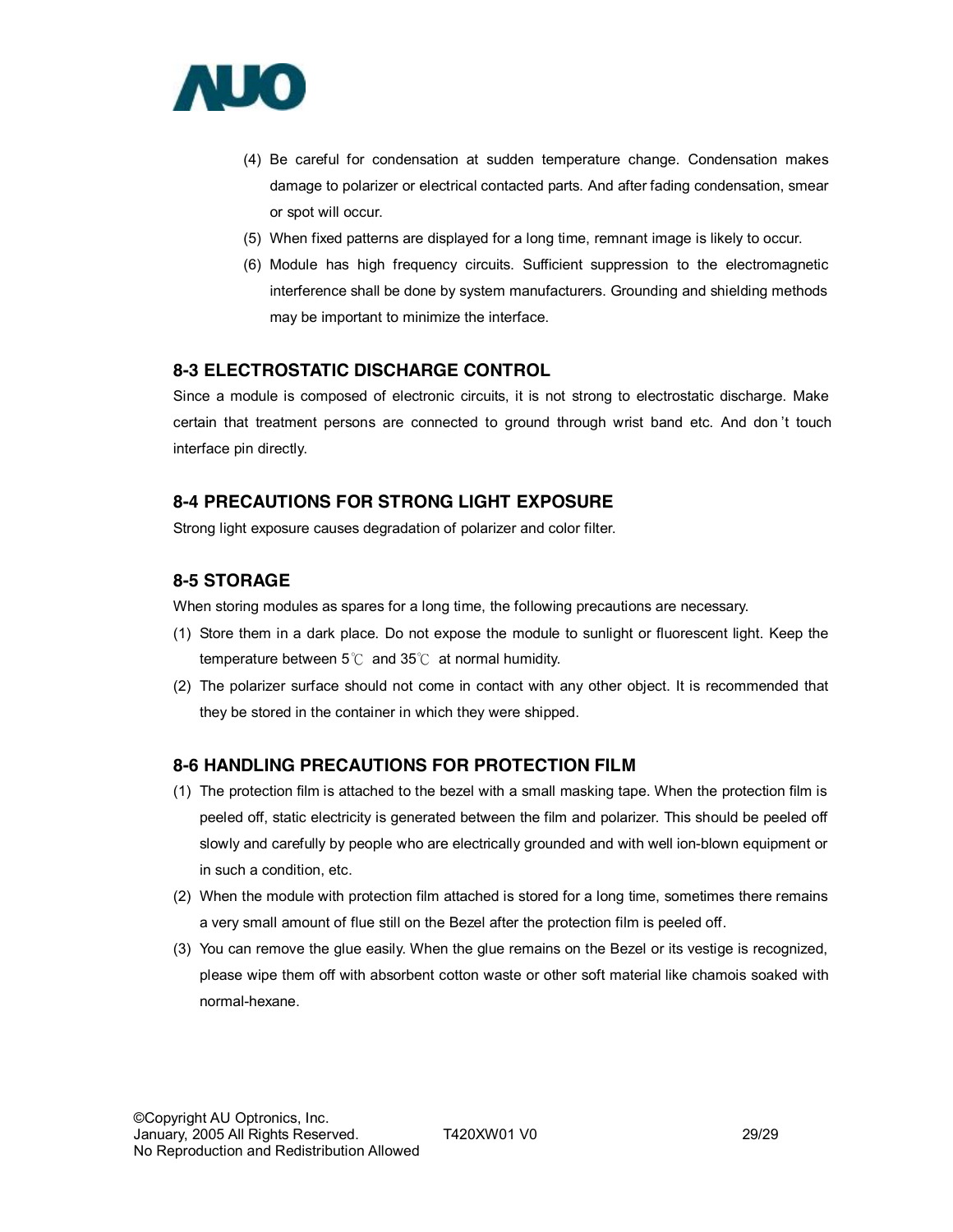(4) Be careful for condensation at sudden temperature change. Condensation makes damage to polarizer or electrical contacted parts. And after fading condensation, smear or spot will occur.

(5) When fixed patterns are displayed for a long time, remnant image is likely to occur.

(6) Module has high frequency circuits. Sufficient suppression to the electromagnetic interference shall be done by system manufacturers. Grounding and shielding methods may be important to minimize the interface.

## 8-3 ELECTROSTATIC DISCHARGE CONTROL

Since a module is composed of electronic circuits, it is not strong to electrostatic discharge. Make certain that treatment persons are connected to ground through wrist band etc. And don't touch interface pin directly.

## 8-4 PRECAUTIONS FOR STRONG LIGHT EXPOSURE

Strong light exposure causes degradation of polarizer and color filter.

## 8-5 STORAGE

When storing modules as spares for a long time, the following precautions are necessary.

(1) Store them in a dark place. Do not expose the module to sunlight or fluorescent light. Keep the temperature between 5℃ and 35℃ at normal humidity.

(2) The polarizer surface should not come in contact with any other object. It is recommended that they be stored in the container in which they were shipped.

## 8-6 HANDLING PRECAUTIONS FOR PROTECTION FILM

(1) The protection film is attached to the bezel with a small masking tape. When the protection film is peeled off, static electricity is generated between the film and polarizer. This should be peeled off slowly and carefully by people who are electrically grounded and with well ion-blown equipment or in such a condition, etc.

(2) When the module with protection film attached is stored for a long time, sometimes there remains a very small amount of flue still on the Bezel after the protection film is peeled off.

(3) You can remove the glue easily. When the glue remains on the Bezel or its vestige is recognized, please wipe them off with absorbent cotton waste or other soft material like chamois soaked with normal-hexane.